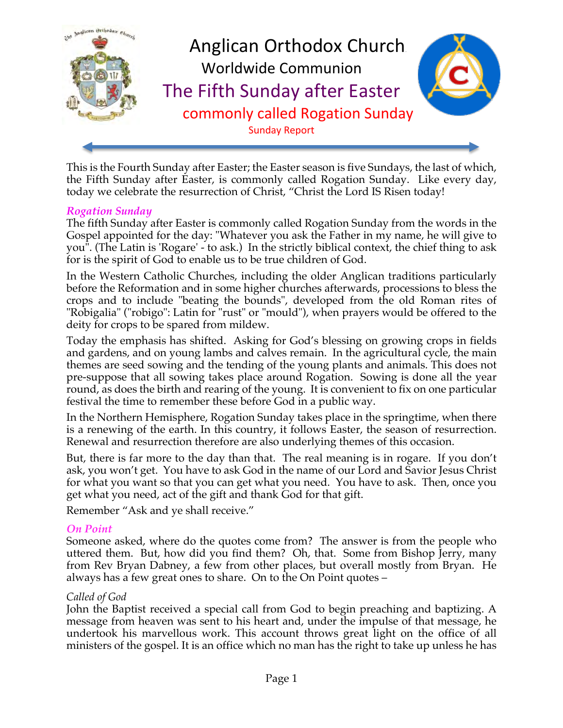# Anglican Orthodox Church

## Worldwide Communion

## The Fifth Sunday after Easter

### commonly called Rogation Sunday

Sunday Report

This is the Fourth Sunday after Easter; the Easter season is five Sundays, the last of which, the Fifth Sunday after Easter, is commonly called Rogation Sunday. Like every day, today we celebrate the resurrection of Christ, "Christ the Lord IS Risen today!

### *Rogation Sunday*

The fifth Sunday after Easter is commonly called Rogation Sunday from the words in the Gospel appointed for the day: "Whatever you ask the Father in my name, he will give to you". (The Latin is 'Rogare' - to ask.) In the strictly biblical context, the chief thing to ask for is the spirit of God to enable us to be true children of God.

In the Western Catholic Churches, including the older Anglican traditions particularly before the Reformation and in some higher churches afterwards, processions to bless the crops and to include "beating the bounds", developed from the old Roman rites of "Robigalia" ("robigo": Latin for "rust" or "mould"), when prayers would be offered to the deity for crops to be spared from mildew.

Today the emphasis has shifted. Asking for God's blessing on growing crops in fields and gardens, and on young lambs and calves remain. In the agricultural cycle, the main themes are seed sowing and the tending of the young plants and animals. This does not pre-suppose that all sowing takes place around Rogation. Sowing is done all the year round, as does the birth and rearing of the young. It is convenient to fix on one particular festival the time to remember these before God in a public way.

In the Northern Hemisphere, Rogation Sunday takes place in the springtime, when there is a renewing of the earth. In this country, it follows Easter, the season of resurrection. Renewal and resurrection therefore are also underlying themes of this occasion.

But, there is far more to the day than that. The real meaning is in rogare. If you don't ask, you won't get. You have to ask God in the name of our Lord and Savior Jesus Christ for what you want so that you can get what you need. You have to ask. Then, once you get what you need, act of the gift and thank God for that gift.

Remember "Ask and ye shall receive."

### *On Point*

Someone asked, where do the quotes come from? The answer is from the people who uttered them. But, how did you find them? Oh, that. Some from Bishop Jerry, many from Rev Bryan Dabney, a few from other places, but overall mostly from Bryan. He always has a few great ones to share. On to the On Point quotes –

*Called of God*

John the Baptist received a special call from God to begin preaching and baptizing. A message from heaven was sent to his heart and, under the impulse of that message, he undertook his marvellous work. This account throws great light on the office of all ministers of the gospel. It is an office which no man has the right to take up unless he has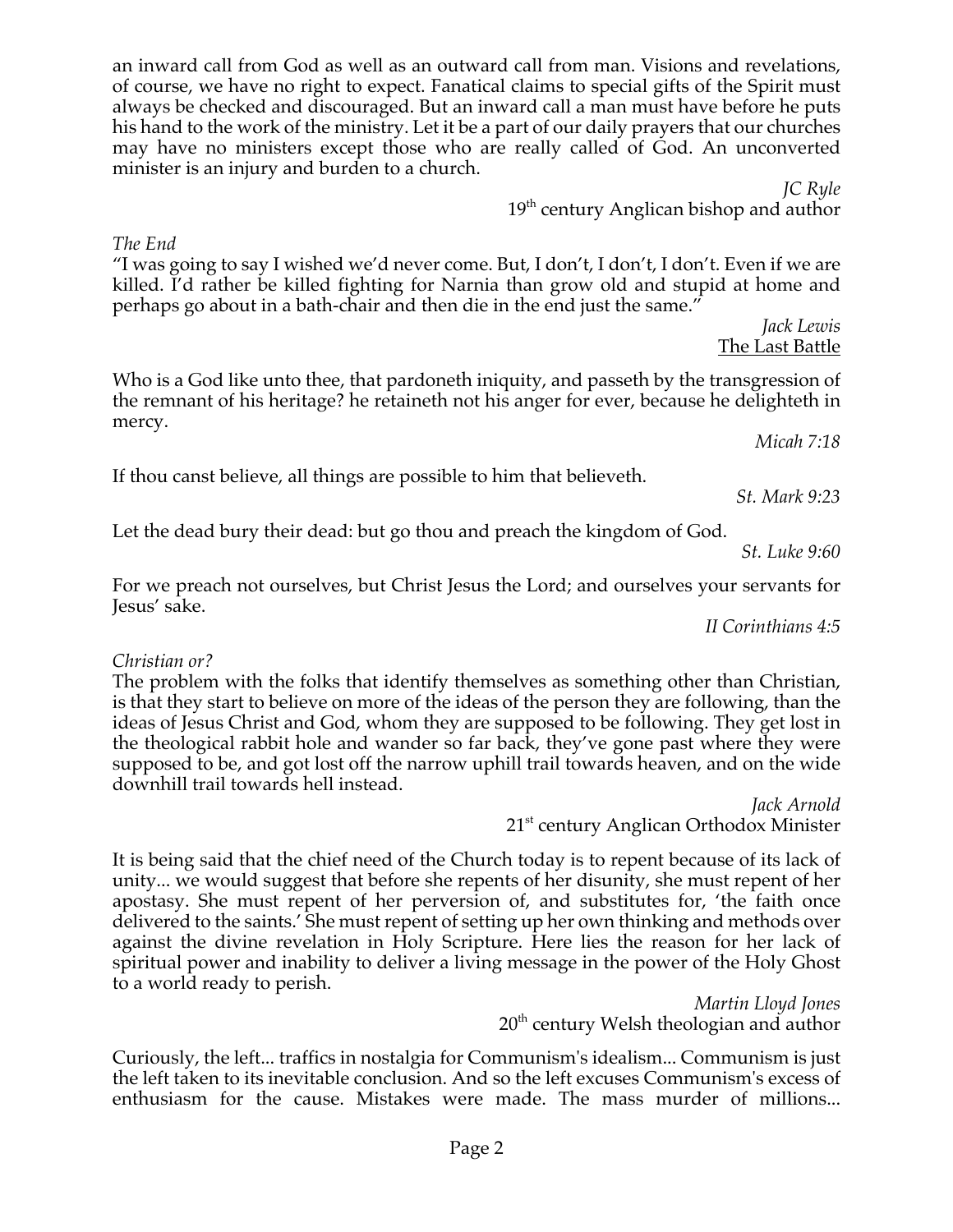an inward call from God as well as an outward call from man. Visions and revelations, of course, we have no right to expect. Fanatical claims to special gifts of the Spirit must always be checked and discouraged. But an inward call a man must have before he puts his hand to the work of the ministry. Let it be a part of our daily prayers that our churches may have no ministers except those who are really called of God. An unconverted minister is an injury and burden to a church.

*JC Ryle*
19th century Anglican bishop and author

*The End*
"I was going to say I wished we'd never come. But, I don't, I don't, I don't. Even if we are killed. I'd rather be killed fighting for Narnia than grow old and stupid at home and perhaps go about in a bath-chair and then die in the end just the same."

*Jack Lewis*
The Last Battle

Who is a God like unto thee, that pardoneth iniquity, and passeth by the transgression of the remnant of his heritage? he retaineth not his anger for ever, because he delighteth in mercy.

*Micah 7:18*

If thou canst believe, all things are possible to him that believeth.

*St. Mark 9:23*

Let the dead bury their dead: but go thou and preach the kingdom of God.

*St. Luke 9:60*

For we preach not ourselves, but Christ Jesus the Lord; and ourselves your servants for Jesus' sake.

*II Corinthians 4:5*

*Christian or?*
The problem with the folks that identify themselves as something other than Christian, is that they start to believe on more of the ideas of the person they are following, than the ideas of Jesus Christ and God, whom they are supposed to be following. They get lost in the theological rabbit hole and wander so far back, they've gone past where they were supposed to be, and got lost off the narrow uphill trail towards heaven, and on the wide downhill trail towards hell instead.

*Jack Arnold*
21st century Anglican Orthodox Minister

It is being said that the chief need of the Church today is to repent because of its lack of unity... we would suggest that before she repents of her disunity, she must repent of her apostasy. She must repent of her perversion of, and substitutes for, 'the faith once delivered to the saints.' She must repent of setting up her own thinking and methods over against the divine revelation in Holy Scripture. Here lies the reason for her lack of spiritual power and inability to deliver a living message in the power of the Holy Ghost to a world ready to perish.

*Martin Lloyd Jones*
20th century Welsh theologian and author

Curiously, the left... traffics in nostalgia for Communism's idealism... Communism is just the left taken to its inevitable conclusion. And so the left excuses Communism's excess of enthusiasm for the cause. Mistakes were made. The mass murder of millions...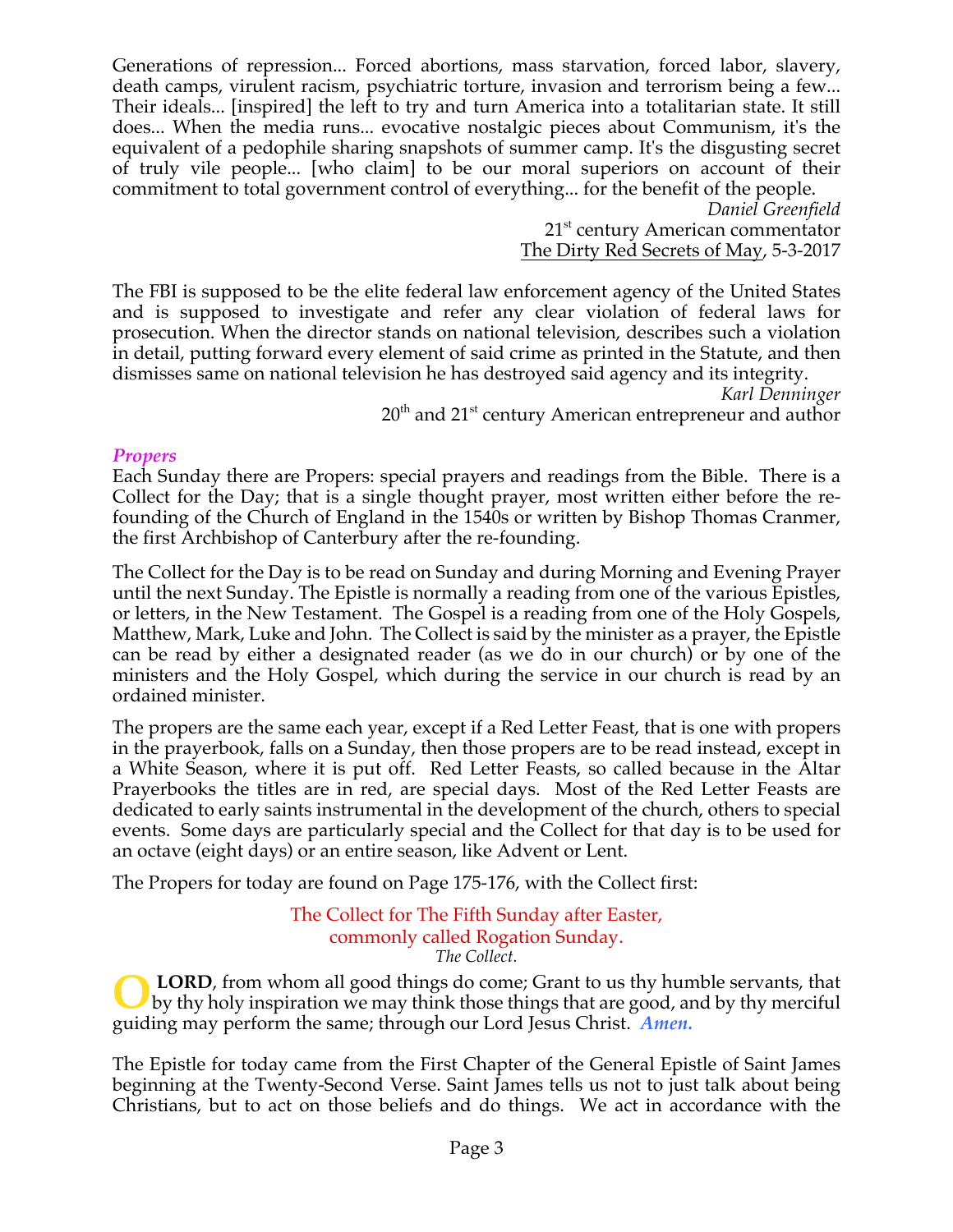Generations of repression... Forced abortions, mass starvation, forced labor, slavery, death camps, virulent racism, psychiatric torture, invasion and terrorism being a few... Their ideals... [inspired] the left to try and turn America into a totalitarian state. It still does... When the media runs... evocative nostalgic pieces about Communism, it's the equivalent of a pedophile sharing snapshots of summer camp. It's the disgusting secret of truly vile people... [who claim] to be our moral superiors on account of their commitment to total government control of everything... for the benefit of the people.

*Daniel Greenfield*
21st century American commentator
The Dirty Red Secrets of May, 5-3-2017

The FBI is supposed to be the elite federal law enforcement agency of the United States and is supposed to investigate and refer any clear violation of federal laws for prosecution. When the director stands on national television, describes such a violation in detail, putting forward every element of said crime as printed in the Statute, and then dismisses same on national television he has destroyed said agency and its integrity.

*Karl Denninger*
20th and 21st century American entrepreneur and author

### *Propers*

Each Sunday there are Propers: special prayers and readings from the Bible. There is a Collect for the Day; that is a single thought prayer, most written either before the re-founding of the Church of England in the 1540s or written by Bishop Thomas Cranmer, the first Archbishop of Canterbury after the re-founding.

The Collect for the Day is to be read on Sunday and during Morning and Evening Prayer until the next Sunday. The Epistle is normally a reading from one of the various Epistles, or letters, in the New Testament. The Gospel is a reading from one of the Holy Gospels, Matthew, Mark, Luke and John. The Collect is said by the minister as a prayer, the Epistle can be read by either a designated reader (as we do in our church) or by one of the ministers and the Holy Gospel, which during the service in our church is read by an ordained minister.

The propers are the same each year, except if a Red Letter Feast, that is one with propers in the prayerbook, falls on a Sunday, then those propers are to be read instead, except in a White Season, where it is put off. Red Letter Feasts, so called because in the Altar Prayerbooks the titles are in red, are special days. Most of the Red Letter Feasts are dedicated to early saints instrumental in the development of the church, others to special events. Some days are particularly special and the Collect for that day is to be used for an octave (eight days) or an entire season, like Advent or Lent.

The Propers for today are found on Page 175-176, with the Collect first:

The Collect for The Fifth Sunday after Easter,
commonly called Rogation Sunday.
*The Collect.*

O **LORD**, from whom all good things do come; Grant to us thy humble servants, that by thy holy inspiration we may think those things that are good, and by thy merciful guiding may perform the same; through our Lord Jesus Christ. ***Amen.***

The Epistle for today came from the First Chapter of the General Epistle of Saint James beginning at the Twenty-Second Verse. Saint James tells us not to just talk about being Christians, but to act on those beliefs and do things. We act in accordance with the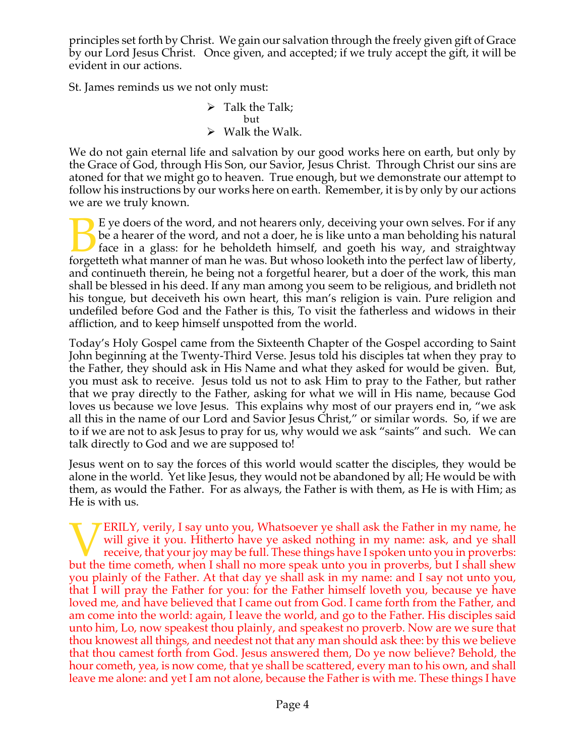principles set forth by Christ. We gain our salvation through the freely given gift of Grace by our Lord Jesus Christ. Once given, and accepted; if we truly accept the gift, it will be evident in our actions.

St. James reminds us we not only must:

- Talk the Talk;
  but
- Walk the Walk.

We do not gain eternal life and salvation by our good works here on earth, but only by the Grace of God, through His Son, our Savior, Jesus Christ. Through Christ our sins are atoned for that we might go to heaven. True enough, but we demonstrate our attempt to follow his instructions by our works here on earth. Remember, it is by only by our actions we are we truly known.

BE ye doers of the word, and not hearers only, deceiving your own selves. For if any be a hearer of the word, and not a doer, he is like unto a man beholding his natural face in a glass: for he beholdeth himself, and goeth his way, and straightway forgetteth what manner of man he was. But whoso looketh into the perfect law of liberty, and continueth therein, he being not a forgetful hearer, but a doer of the work, this man shall be blessed in his deed. If any man among you seem to be religious, and bridleth not his tongue, but deceiveth his own heart, this man's religion is vain. Pure religion and undefiled before God and the Father is this, To visit the fatherless and widows in their affliction, and to keep himself unspotted from the world.

Today's Holy Gospel came from the Sixteenth Chapter of the Gospel according to Saint John beginning at the Twenty-Third Verse. Jesus told his disciples tat when they pray to the Father, they should ask in His Name and what they asked for would be given. But, you must ask to receive. Jesus told us not to ask Him to pray to the Father, but rather that we pray directly to the Father, asking for what we will in His name, because God loves us because we love Jesus. This explains why most of our prayers end in, "we ask all this in the name of our Lord and Savior Jesus Christ," or similar words. So, if we are to if we are not to ask Jesus to pray for us, why would we ask "saints" and such. We can talk directly to God and we are supposed to!

Jesus went on to say the forces of this world would scatter the disciples, they would be alone in the world. Yet like Jesus, they would not be abandoned by all; He would be with them, as would the Father. For as always, the Father is with them, as He is with Him; as He is with us.

VERILY, verily, I say unto you, Whatsoever ye shall ask the Father in my name, he will give it you. Hitherto have ye asked nothing in my name: ask, and ye shall receive, that your joy may be full. These things have I spoken unto you in proverbs: but the time cometh, when I shall no more speak unto you in proverbs, but I shall shew you plainly of the Father. At that day ye shall ask in my name: and I say not unto you, that I will pray the Father for you: for the Father himself loveth you, because ye have loved me, and have believed that I came out from God. I came forth from the Father, and am come into the world: again, I leave the world, and go to the Father. His disciples said unto him, Lo, now speakest thou plainly, and speakest no proverb. Now are we sure that thou knowest all things, and needest not that any man should ask thee: by this we believe that thou camest forth from God. Jesus answered them, Do ye now believe? Behold, the hour cometh, yea, is now come, that ye shall be scattered, every man to his own, and shall leave me alone: and yet I am not alone, because the Father is with me. These things I have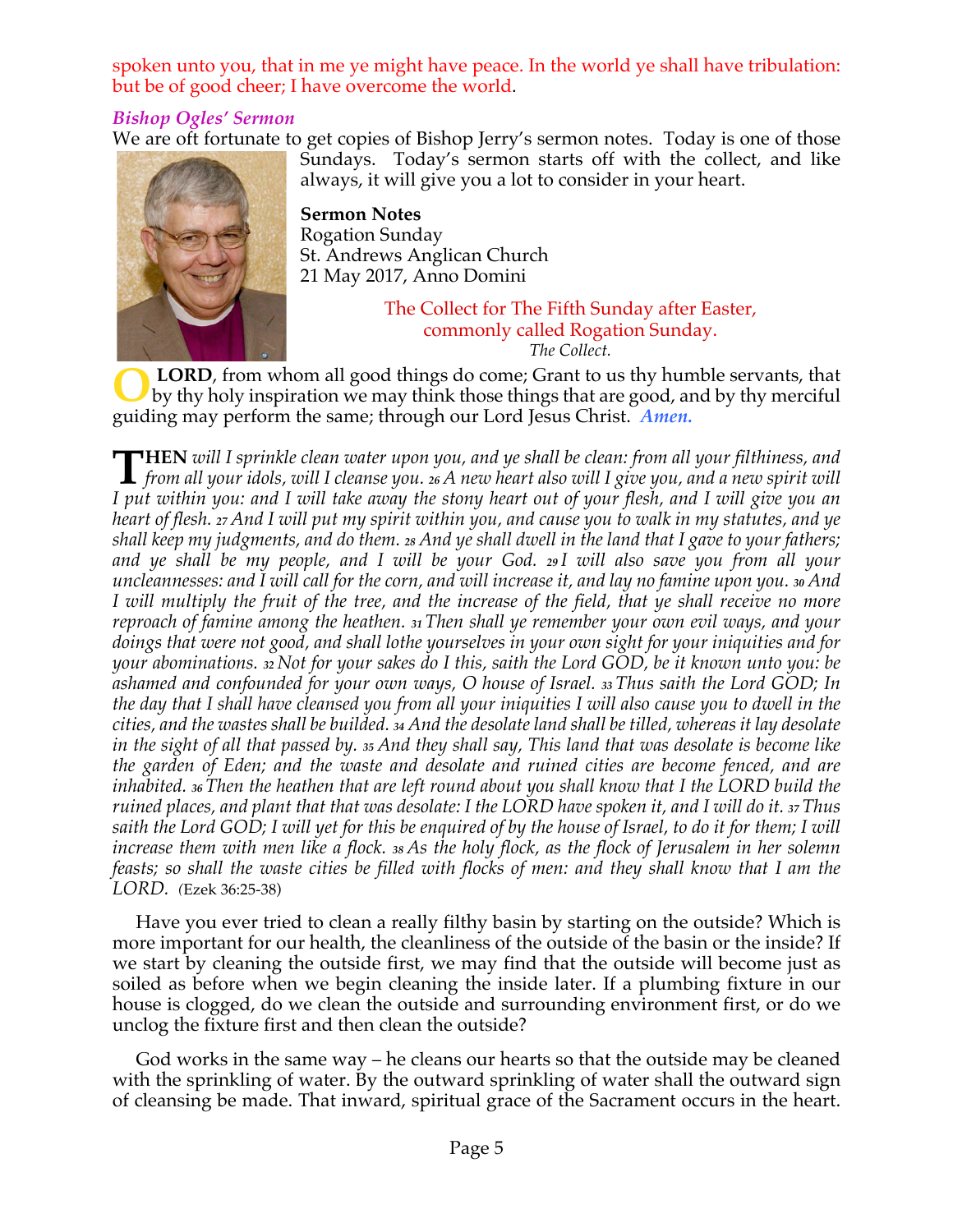spoken unto you, that in me ye might have peace. In the world ye shall have tribulation: but be of good cheer; I have overcome the world.

### *Bishop Ogles' Sermon*

We are oft fortunate to get copies of Bishop Jerry's sermon notes. Today is one of those Sundays. Today's sermon starts off with the collect, and like always, it will give you a lot to consider in your heart.

**Sermon Notes**
Rogation Sunday
St. Andrews Anglican Church
21 May 2017, Anno Domini

The Collect for The Fifth Sunday after Easter,
commonly called Rogation Sunday.
*The Collect.*

**O LORD**, from whom all good things do come; Grant to us thy humble servants, that by thy holy inspiration we may think those things that are good, and by thy merciful guiding may perform the same; through our Lord Jesus Christ. ***Amen.***

**THEN** *will I sprinkle clean water upon you, and ye shall be clean: from all your filthiness, and from all your idols, will I cleanse you.* 26 *A new heart also will I give you, and a new spirit will I put within you: and I will take away the stony heart out of your flesh, and I will give you an heart of flesh.* 27 *And I will put my spirit within you, and cause you to walk in my statutes, and ye shall keep my judgments, and do them.* 28 *And ye shall dwell in the land that I gave to your fathers; and ye shall be my people, and I will be your God.* 29 *I will also save you from all your uncleannesses: and I will call for the corn, and will increase it, and lay no famine upon you.* 30 *And I will multiply the fruit of the tree, and the increase of the field, that ye shall receive no more reproach of famine among the heathen.* 31 *Then shall ye remember your own evil ways, and your doings that were not good, and shall lothe yourselves in your own sight for your iniquities and for your abominations.* 32 *Not for your sakes do I this, saith the Lord GOD, be it known unto you: be ashamed and confounded for your own ways, O house of Israel.* 33 *Thus saith the Lord GOD; In the day that I shall have cleansed you from all your iniquities I will also cause you to dwell in the cities, and the wastes shall be builded.* 34 *And the desolate land shall be tilled, whereas it lay desolate in the sight of all that passed by.* 35 *And they shall say, This land that was desolate is become like the garden of Eden; and the waste and desolate and ruined cities are become fenced, and are inhabited.* 36 *Then the heathen that are left round about you shall know that I the LORD build the ruined places, and plant that that was desolate: I the LORD have spoken it, and I will do it.* 37 *Thus saith the Lord GOD; I will yet for this be enquired of by the house of Israel, to do it for them; I will increase them with men like a flock.* 38 *As the holy flock, as the flock of Jerusalem in her solemn feasts; so shall the waste cities be filled with flocks of men: and they shall know that I am the LORD.* (Ezek 36:25-38)

Have you ever tried to clean a really filthy basin by starting on the outside? Which is more important for our health, the cleanliness of the outside of the basin or the inside? If we start by cleaning the outside first, we may find that the outside will become just as soiled as before when we begin cleaning the inside later. If a plumbing fixture in our house is clogged, do we clean the outside and surrounding environment first, or do we unclog the fixture first and then clean the outside?

God works in the same way – he cleans our hearts so that the outside may be cleaned with the sprinkling of water. By the outward sprinkling of water shall the outward sign of cleansing be made. That inward, spiritual grace of the Sacrament occurs in the heart.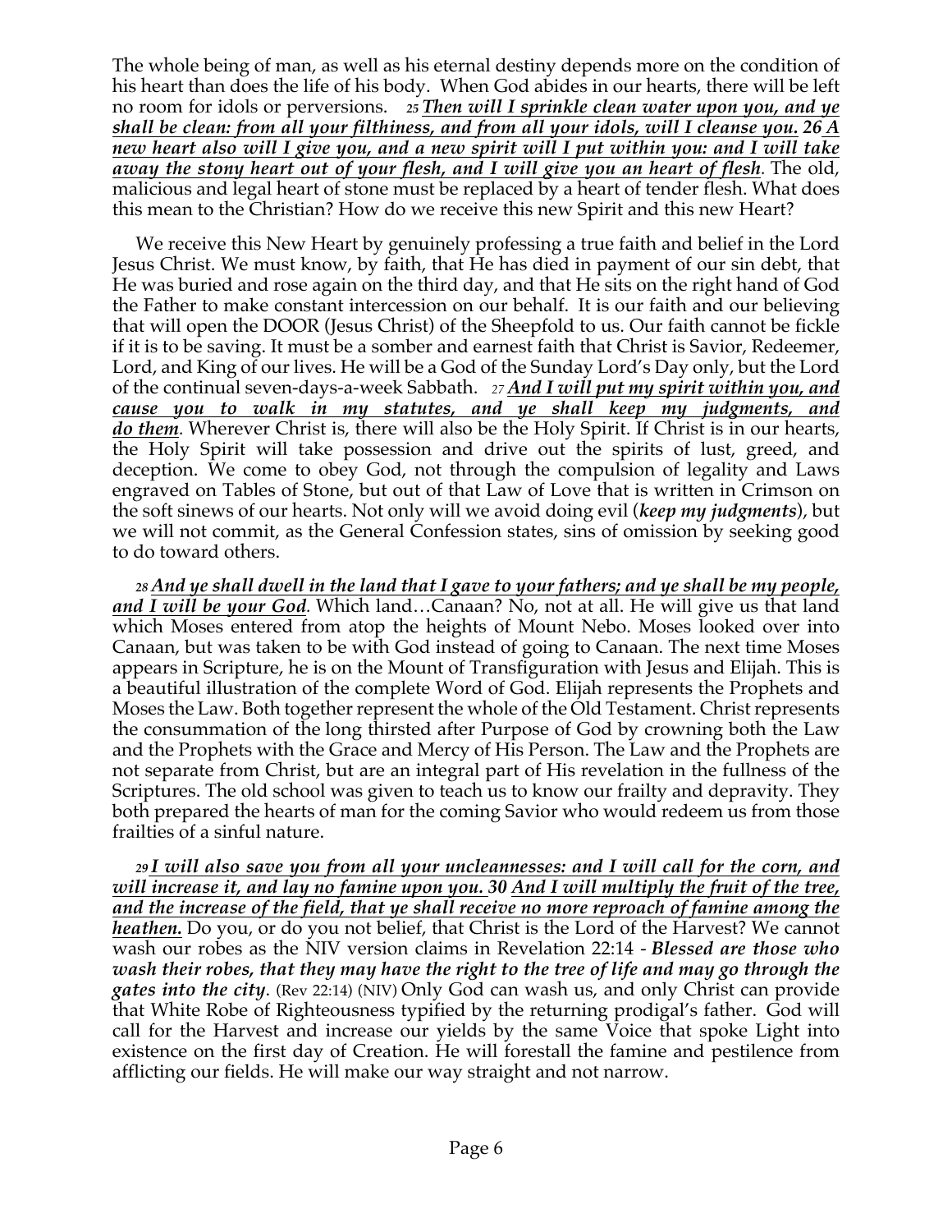The whole being of man, as well as his eternal destiny depends more on the condition of his heart than does the life of his body. When God abides in our hearts, there will be left no room for idols or perversions. *25* ***Then will I sprinkle clean water upon you, and ye shall be clean: from all your filthiness, and from all your idols, will I cleanse you. 26 A new heart also will I give you, and a new spirit will I put within you: and I will take away the stony heart out of your flesh, and I will give you an heart of flesh***. The old, malicious and legal heart of stone must be replaced by a heart of tender flesh. What does this mean to the Christian? How do we receive this new Spirit and this new Heart?

We receive this New Heart by genuinely professing a true faith and belief in the Lord Jesus Christ. We must know, by faith, that He has died in payment of our sin debt, that He was buried and rose again on the third day, and that He sits on the right hand of God the Father to make constant intercession on our behalf. It is our faith and our believing that will open the DOOR (Jesus Christ) of the Sheepfold to us. Our faith cannot be fickle if it is to be saving. It must be a somber and earnest faith that Christ is Savior, Redeemer, Lord, and King of our lives. He will be a God of the Sunday Lord's Day only, but the Lord of the continual seven-days-a-week Sabbath. *27* ***And I will put my spirit within you, and cause you to walk in my statutes, and ye shall keep my judgments, and do them***. Wherever Christ is, there will also be the Holy Spirit. If Christ is in our hearts, the Holy Spirit will take possession and drive out the spirits of lust, greed, and deception. We come to obey God, not through the compulsion of legality and Laws engraved on Tables of Stone, but out of that Law of Love that is written in Crimson on the soft sinews of our hearts. Not only will we avoid doing evil (***keep my judgments***), but we will not commit, as the General Confession states, sins of omission by seeking good to do toward others.

*28* ***And ye shall dwell in the land that I gave to your fathers; and ye shall be my people, and I will be your God***. Which land…Canaan? No, not at all. He will give us that land which Moses entered from atop the heights of Mount Nebo. Moses looked over into Canaan, but was taken to be with God instead of going to Canaan. The next time Moses appears in Scripture, he is on the Mount of Transfiguration with Jesus and Elijah. This is a beautiful illustration of the complete Word of God. Elijah represents the Prophets and Moses the Law. Both together represent the whole of the Old Testament. Christ represents the consummation of the long thirsted after Purpose of God by crowning both the Law and the Prophets with the Grace and Mercy of His Person. The Law and the Prophets are not separate from Christ, but are an integral part of His revelation in the fullness of the Scriptures. The old school was given to teach us to know our frailty and depravity. They both prepared the hearts of man for the coming Savior who would redeem us from those frailties of a sinful nature.

*29* ***I will also save you from all your uncleannesses: and I will call for the corn, and will increase it, and lay no famine upon you. 30 And I will multiply the fruit of the tree, and the increase of the field, that ye shall receive no more reproach of famine among the heathen.*** Do you, or do you not belief, that Christ is the Lord of the Harvest? We cannot wash our robes as the NIV version claims in Revelation 22:14 - ***Blessed are those who wash their robes, that they may have the right to the tree of life and may go through the gates into the city***. (Rev 22:14) (NIV) Only God can wash us, and only Christ can provide that White Robe of Righteousness typified by the returning prodigal's father. God will call for the Harvest and increase our yields by the same Voice that spoke Light into existence on the first day of Creation. He will forestall the famine and pestilence from afflicting our fields. He will make our way straight and not narrow.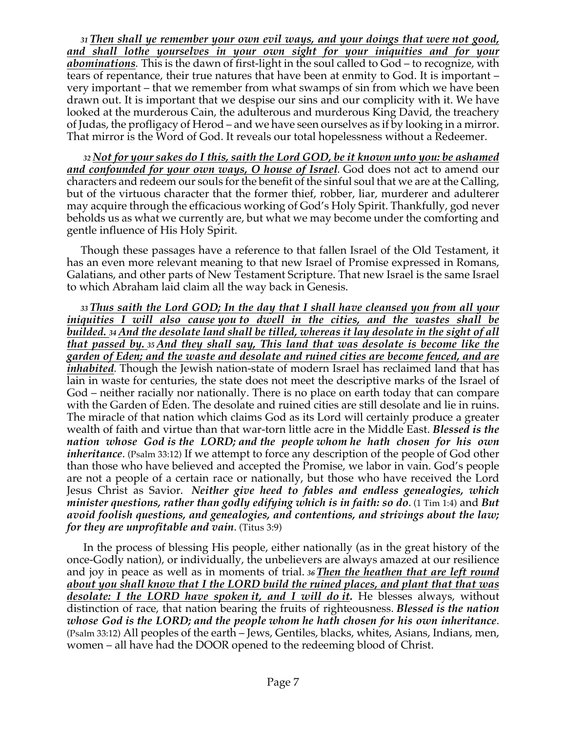*31* ***Then shall ye remember your own evil ways, and your doings that were not good, and shall lothe yourselves in your own sight for your iniquities and for your abominations***. This is the dawn of first-light in the soul called to God – to recognize, with tears of repentance, their true natures that have been at enmity to God. It is important – very important – that we remember from what swamps of sin from which we have been drawn out. It is important that we despise our sins and our complicity with it. We have looked at the murderous Cain, the adulterous and murderous King David, the treachery of Judas, the profligacy of Herod – and we have seen ourselves as if by looking in a mirror. That mirror is the Word of God. It reveals our total hopelessness without a Redeemer.

*32* ***Not for your sakes do I this, saith the Lord GOD, be it known unto you: be ashamed and confounded for your own ways, O house of Israel***. God does not act to amend our characters and redeem our souls for the benefit of the sinful soul that we are at the Calling, but of the virtuous character that the former thief, robber, liar, murderer and adulterer may acquire through the efficacious working of God's Holy Spirit. Thankfully, god never beholds us as what we currently are, but what we may become under the comforting and gentle influence of His Holy Spirit.

Though these passages have a reference to that fallen Israel of the Old Testament, it has an even more relevant meaning to that new Israel of Promise expressed in Romans, Galatians, and other parts of New Testament Scripture. That new Israel is the same Israel to which Abraham laid claim all the way back in Genesis.

*33* ***Thus saith the Lord GOD; In the day that I shall have cleansed you from all your iniquities I will also cause you to dwell in the cities, and the wastes shall be builded.*** *34* ***And the desolate land shall be tilled, whereas it lay desolate in the sight of all that passed by.*** *35* ***And they shall say, This land that was desolate is become like the garden of Eden; and the waste and desolate and ruined cities are become fenced, and are inhabited***. Though the Jewish nation-state of modern Israel has reclaimed land that has lain in waste for centuries, the state does not meet the descriptive marks of the Israel of God – neither racially nor nationally. There is no place on earth today that can compare with the Garden of Eden. The desolate and ruined cities are still desolate and lie in ruins. The miracle of that nation which claims God as its Lord will certainly produce a greater wealth of faith and virtue than that war-torn little acre in the Middle East. ***Blessed is the nation whose God is the LORD; and the people whom he hath chosen for his own inheritance***. (Psalm 33:12) If we attempt to force any description of the people of God other than those who have believed and accepted the Promise, we labor in vain. God's people are not a people of a certain race or nationally, but those who have received the Lord Jesus Christ as Savior. ***Neither give heed to fables and endless genealogies, which minister questions, rather than godly edifying which is in faith: so do***. (1 Tim 1:4) and ***But avoid foolish questions, and genealogies, and contentions, and strivings about the law; for they are unprofitable and vain***. (Titus 3:9)

In the process of blessing His people, either nationally (as in the great history of the once-Godly nation), or individually, the unbelievers are always amazed at our resilience and joy in peace as well as in moments of trial. *36* ***Then the heathen that are left round about you shall know that I the LORD build the ruined places, and plant that that was desolate: I the LORD have spoken it, and I will do it.*** He blesses always, without distinction of race, that nation bearing the fruits of righteousness. ***Blessed is the nation whose God is the LORD; and the people whom he hath chosen for his own inheritance***. (Psalm 33:12) All peoples of the earth – Jews, Gentiles, blacks, whites, Asians, Indians, men, women – all have had the DOOR opened to the redeeming blood of Christ.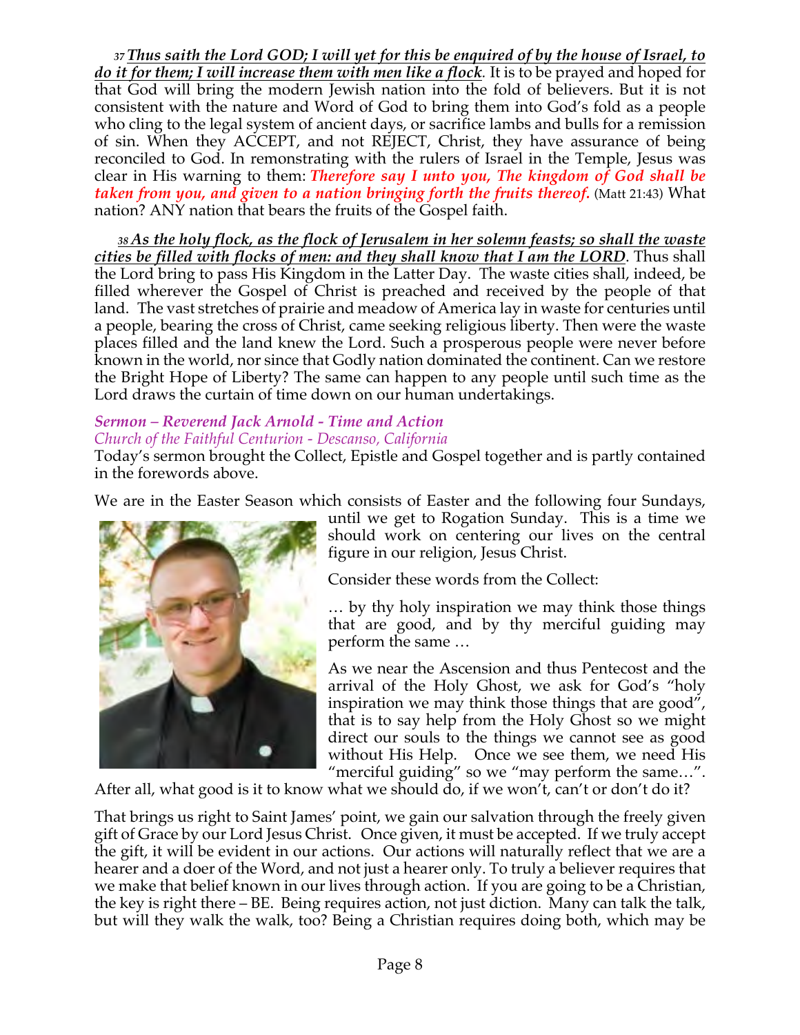*37* ***Thus saith the Lord GOD; I will yet for this be enquired of by the house of Israel, to do it for them; I will increase them with men like a flock****.* It is to be prayed and hoped for that God will bring the modern Jewish nation into the fold of believers. But it is not consistent with the nature and Word of God to bring them into God's fold as a people who cling to the legal system of ancient days, or sacrifice lambs and bulls for a remission of sin. When they ACCEPT, and not REJECT, Christ, they have assurance of being reconciled to God. In remonstrating with the rulers of Israel in the Temple, Jesus was clear in His warning to them: ***Therefore say I unto you, The kingdom of God shall be taken from you, and given to a nation bringing forth the fruits thereof.*** (Matt 21:43) What nation? ANY nation that bears the fruits of the Gospel faith.

*38* ***As the holy flock, as the flock of Jerusalem in her solemn feasts; so shall the waste cities be filled with flocks of men: and they shall know that I am the LORD****.* Thus shall the Lord bring to pass His Kingdom in the Latter Day. The waste cities shall, indeed, be filled wherever the Gospel of Christ is preached and received by the people of that land. The vast stretches of prairie and meadow of America lay in waste for centuries until a people, bearing the cross of Christ, came seeking religious liberty. Then were the waste places filled and the land knew the Lord. Such a prosperous people were never before known in the world, nor since that Godly nation dominated the continent. Can we restore the Bright Hope of Liberty? The same can happen to any people until such time as the Lord draws the curtain of time down on our human undertakings.

***Sermon – Reverend Jack Arnold - Time and Action***
*Church of the Faithful Centurion - Descanso, California*

Today's sermon brought the Collect, Epistle and Gospel together and is partly contained in the forewords above.

We are in the Easter Season which consists of Easter and the following four Sundays, until we get to Rogation Sunday. This is a time we should work on centering our lives on the central figure in our religion, Jesus Christ.

Consider these words from the Collect:

… by thy holy inspiration we may think those things that are good, and by thy merciful guiding may perform the same …

As we near the Ascension and thus Pentecost and the arrival of the Holy Ghost, we ask for God's "holy inspiration we may think those things that are good", that is to say help from the Holy Ghost so we might direct our souls to the things we cannot see as good without His Help. Once we see them, we need His "merciful guiding" so we "may perform the same…". After all, what good is it to know what we should do, if we won't, can't or don't do it?

That brings us right to Saint James' point, we gain our salvation through the freely given gift of Grace by our Lord Jesus Christ. Once given, it must be accepted. If we truly accept the gift, it will be evident in our actions. Our actions will naturally reflect that we are a hearer and a doer of the Word, and not just a hearer only. To truly a believer requires that we make that belief known in our lives through action. If you are going to be a Christian, the key is right there – BE. Being requires action, not just diction. Many can talk the talk, but will they walk the walk, too? Being a Christian requires doing both, which may be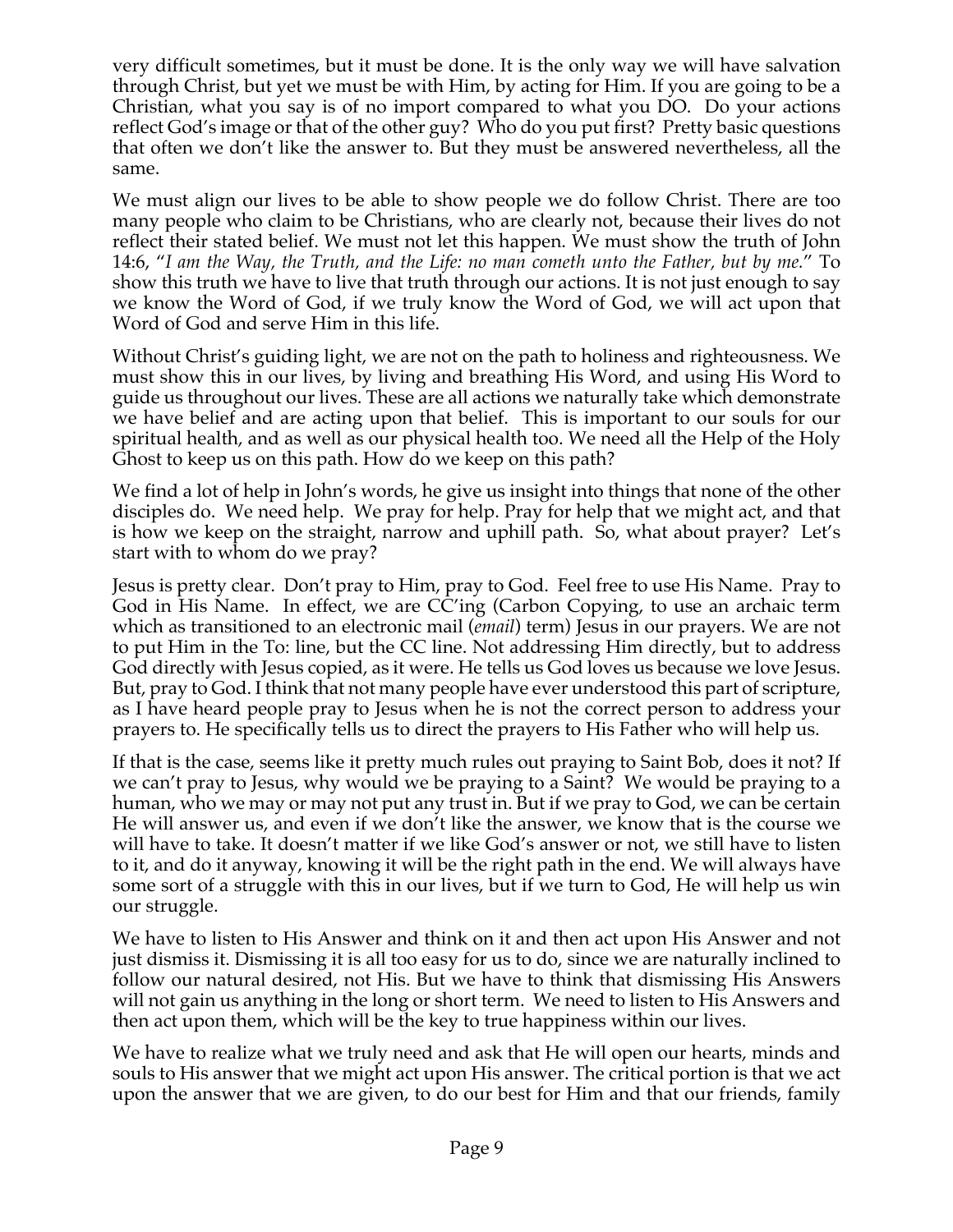very difficult sometimes, but it must be done. It is the only way we will have salvation through Christ, but yet we must be with Him, by acting for Him. If you are going to be a Christian, what you say is of no import compared to what you DO. Do your actions reflect God's image or that of the other guy? Who do you put first? Pretty basic questions that often we don't like the answer to. But they must be answered nevertheless, all the same.

We must align our lives to be able to show people we do follow Christ. There are too many people who claim to be Christians, who are clearly not, because their lives do not reflect their stated belief. We must not let this happen. We must show the truth of John 14:6, "*I am the Way, the Truth, and the Life: no man cometh unto the Father, but by me.*" To show this truth we have to live that truth through our actions. It is not just enough to say we know the Word of God, if we truly know the Word of God, we will act upon that Word of God and serve Him in this life.

Without Christ's guiding light, we are not on the path to holiness and righteousness. We must show this in our lives, by living and breathing His Word, and using His Word to guide us throughout our lives. These are all actions we naturally take which demonstrate we have belief and are acting upon that belief. This is important to our souls for our spiritual health, and as well as our physical health too. We need all the Help of the Holy Ghost to keep us on this path. How do we keep on this path?

We find a lot of help in John's words, he give us insight into things that none of the other disciples do. We need help. We pray for help. Pray for help that we might act, and that is how we keep on the straight, narrow and uphill path. So, what about prayer? Let's start with to whom do we pray?

Jesus is pretty clear. Don't pray to Him, pray to God. Feel free to use His Name. Pray to God in His Name. In effect, we are CC'ing (Carbon Copying, to use an archaic term which as transitioned to an electronic mail (*email*) term) Jesus in our prayers. We are not to put Him in the To: line, but the CC line. Not addressing Him directly, but to address God directly with Jesus copied, as it were. He tells us God loves us because we love Jesus. But, pray to God. I think that not many people have ever understood this part of scripture, as I have heard people pray to Jesus when he is not the correct person to address your prayers to. He specifically tells us to direct the prayers to His Father who will help us.

If that is the case, seems like it pretty much rules out praying to Saint Bob, does it not? If we can't pray to Jesus, why would we be praying to a Saint? We would be praying to a human, who we may or may not put any trust in. But if we pray to God, we can be certain He will answer us, and even if we don't like the answer, we know that is the course we will have to take. It doesn't matter if we like God's answer or not, we still have to listen to it, and do it anyway, knowing it will be the right path in the end. We will always have some sort of a struggle with this in our lives, but if we turn to God, He will help us win our struggle.

We have to listen to His Answer and think on it and then act upon His Answer and not just dismiss it. Dismissing it is all too easy for us to do, since we are naturally inclined to follow our natural desired, not His. But we have to think that dismissing His Answers will not gain us anything in the long or short term. We need to listen to His Answers and then act upon them, which will be the key to true happiness within our lives.

We have to realize what we truly need and ask that He will open our hearts, minds and souls to His answer that we might act upon His answer. The critical portion is that we act upon the answer that we are given, to do our best for Him and that our friends, family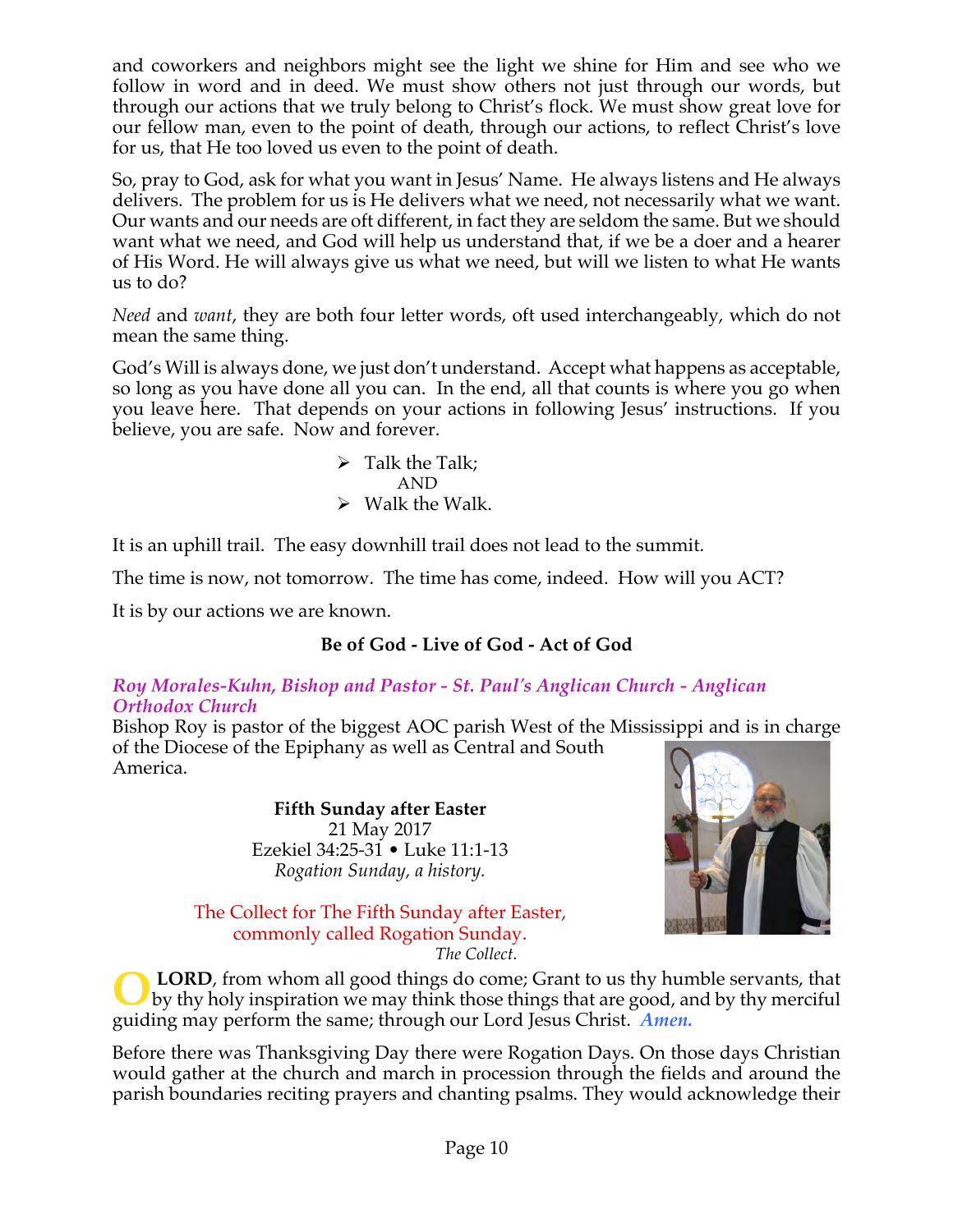and coworkers and neighbors might see the light we shine for Him and see who we follow in word and in deed. We must show others not just through our words, but through our actions that we truly belong to Christ's flock. We must show great love for our fellow man, even to the point of death, through our actions, to reflect Christ's love for us, that He too loved us even to the point of death.

So, pray to God, ask for what you want in Jesus' Name. He always listens and He always delivers. The problem for us is He delivers what we need, not necessarily what we want. Our wants and our needs are oft different, in fact they are seldom the same. But we should want what we need, and God will help us understand that, if we be a doer and a hearer of His Word. He will always give us what we need, but will we listen to what He wants us to do?

*Need* and *want*, they are both four letter words, oft used interchangeably, which do not mean the same thing.

God's Will is always done, we just don't understand. Accept what happens as acceptable, so long as you have done all you can. In the end, all that counts is where you go when you leave here. That depends on your actions in following Jesus' instructions. If you believe, you are safe. Now and forever.

- Talk the Talk;
  AND
- Walk the Walk.

It is an uphill trail. The easy downhill trail does not lead to the summit.

The time is now, not tomorrow. The time has come, indeed. How will you ACT?

It is by our actions we are known.

**Be of God - Live of God - Act of God**

***Roy Morales-Kuhn, Bishop and Pastor - St. Paul's Anglican Church - Anglican Orthodox Church***

Bishop Roy is pastor of the biggest AOC parish West of the Mississippi and is in charge of the Diocese of the Epiphany as well as Central and South America.

**Fifth Sunday after Easter**
21 May 2017
Ezekiel 34:25-31 • Luke 11:1-13
*Rogation Sunday, a history.*

The Collect for The Fifth Sunday after Easter, commonly called Rogation Sunday.
*The Collect.*

**O LORD**, from whom all good things do come; Grant to us thy humble servants, that by thy holy inspiration we may think those things that are good, and by thy merciful guiding may perform the same; through our Lord Jesus Christ. ***Amen.***

Before there was Thanksgiving Day there were Rogation Days. On those days Christian would gather at the church and march in procession through the fields and around the parish boundaries reciting prayers and chanting psalms. They would acknowledge their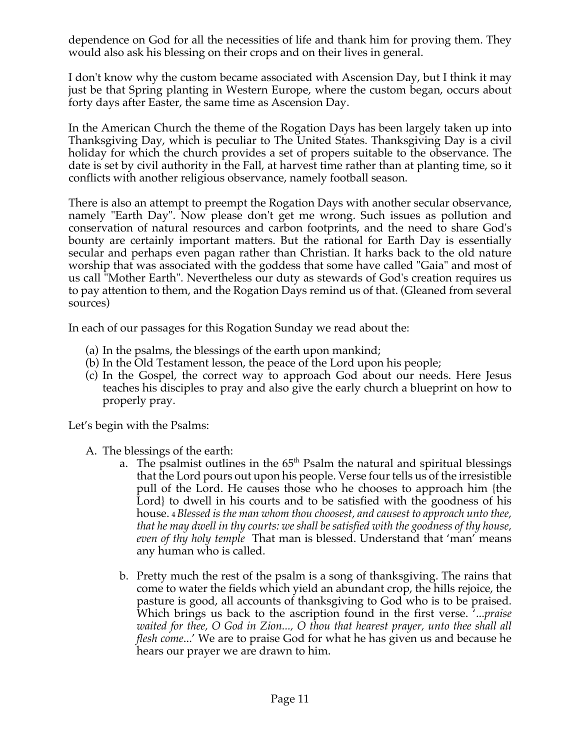dependence on God for all the necessities of life and thank him for proving them. They would also ask his blessing on their crops and on their lives in general.

I don't know why the custom became associated with Ascension Day, but I think it may just be that Spring planting in Western Europe, where the custom began, occurs about forty days after Easter, the same time as Ascension Day.

In the American Church the theme of the Rogation Days has been largely taken up into Thanksgiving Day, which is peculiar to The United States. Thanksgiving Day is a civil holiday for which the church provides a set of propers suitable to the observance. The date is set by civil authority in the Fall, at harvest time rather than at planting time, so it conflicts with another religious observance, namely football season.

There is also an attempt to preempt the Rogation Days with another secular observance, namely "Earth Day". Now please don't get me wrong. Such issues as pollution and conservation of natural resources and carbon footprints, and the need to share God's bounty are certainly important matters. But the rational for Earth Day is essentially secular and perhaps even pagan rather than Christian. It harks back to the old nature worship that was associated with the goddess that some have called "Gaia" and most of us call "Mother Earth". Nevertheless our duty as stewards of God's creation requires us to pay attention to them, and the Rogation Days remind us of that. (Gleaned from several sources)

In each of our passages for this Rogation Sunday we read about the:

(a) In the psalms, the blessings of the earth upon mankind;
(b) In the Old Testament lesson, the peace of the Lord upon his people;
(c) In the Gospel, the correct way to approach God about our needs. Here Jesus teaches his disciples to pray and also give the early church a blueprint on how to properly pray.

Let's begin with the Psalms:

A. The blessings of the earth:
   a. The psalmist outlines in the 65th Psalm the natural and spiritual blessings that the Lord pours out upon his people. Verse four tells us of the irresistible pull of the Lord. He causes those who he chooses to approach him {the Lord} to dwell in his courts and to be satisfied with the goodness of his house. 4 *Blessed is the man whom thou choosest, and causest to approach unto thee, that he may dwell in thy courts: we shall be satisfied with the goodness of thy house, even of thy holy temple* That man is blessed. Understand that 'man' means any human who is called.

   b. Pretty much the rest of the psalm is a song of thanksgiving. The rains that come to water the fields which yield an abundant crop, the hills rejoice, the pasture is good, all accounts of thanksgiving to God who is to be praised. Which brings us back to the ascription found in the first verse. '...*praise waited for thee, O God in Zion..., O thou that hearest prayer, unto thee shall all flesh come*...' We are to praise God for what he has given us and because he hears our prayer we are drawn to him.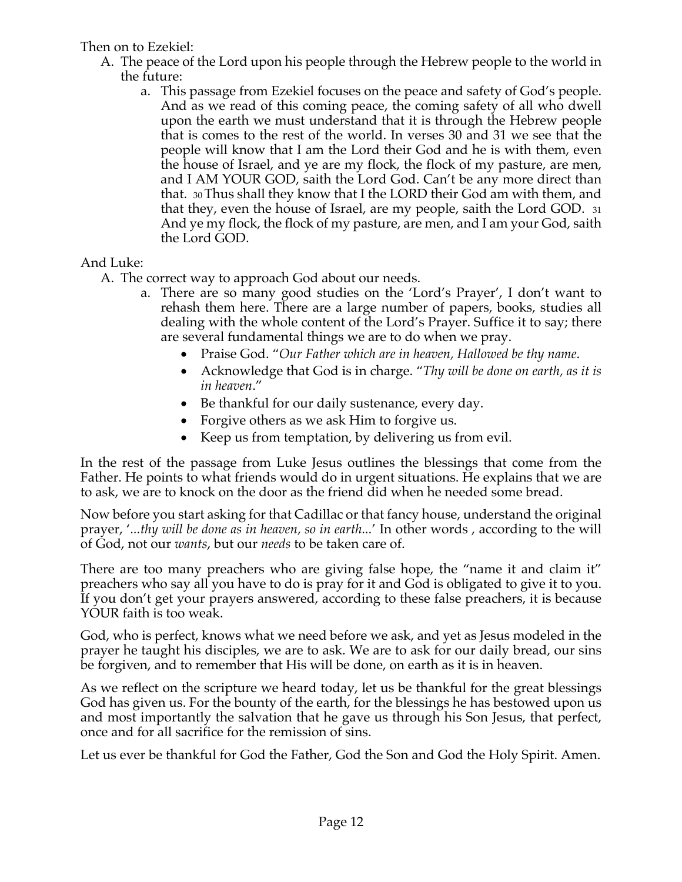Then on to Ezekiel:

A. The peace of the Lord upon his people through the Hebrew people to the world in the future:
   a. This passage from Ezekiel focuses on the peace and safety of God's people. And as we read of this coming peace, the coming safety of all who dwell upon the earth we must understand that it is through the Hebrew people that is comes to the rest of the world. In verses 30 and 31 we see that the people will know that I am the Lord their God and he is with them, even the house of Israel, and ye are my flock, the flock of my pasture, are men, and I AM YOUR GOD, saith the Lord God. Can't be any more direct than that. 30 Thus shall they know that I the LORD their God am with them, and that they, even the house of Israel, are my people, saith the Lord GOD. 31 And ye my flock, the flock of my pasture, are men, and I am your God, saith the Lord GOD.

And Luke:

A. The correct way to approach God about our needs.
   a. There are so many good studies on the 'Lord's Prayer', I don't want to rehash them here. There are a large number of papers, books, studies all dealing with the whole content of the Lord's Prayer. Suffice it to say; there are several fundamental things we are to do when we pray.
      - Praise God. "*Our Father which are in heaven, Hallowed be thy name*.
      - Acknowledge that God is in charge. "*Thy will be done on earth, as it is in heaven*."
      - Be thankful for our daily sustenance, every day.
      - Forgive others as we ask Him to forgive us.
      - Keep us from temptation, by delivering us from evil.

In the rest of the passage from Luke Jesus outlines the blessings that come from the Father. He points to what friends would do in urgent situations. He explains that we are to ask, we are to knock on the door as the friend did when he needed some bread.

Now before you start asking for that Cadillac or that fancy house, understand the original prayer, '*...thy will be done as in heaven, so in earth...*' In other words , according to the will of God, not our *wants*, but our *needs* to be taken care of.

There are too many preachers who are giving false hope, the "name it and claim it" preachers who say all you have to do is pray for it and God is obligated to give it to you. If you don't get your prayers answered, according to these false preachers, it is because YOUR faith is too weak.

God, who is perfect, knows what we need before we ask, and yet as Jesus modeled in the prayer he taught his disciples, we are to ask. We are to ask for our daily bread, our sins be forgiven, and to remember that His will be done, on earth as it is in heaven.

As we reflect on the scripture we heard today, let us be thankful for the great blessings God has given us. For the bounty of the earth, for the blessings he has bestowed upon us and most importantly the salvation that he gave us through his Son Jesus, that perfect, once and for all sacrifice for the remission of sins.

Let us ever be thankful for God the Father, God the Son and God the Holy Spirit. Amen.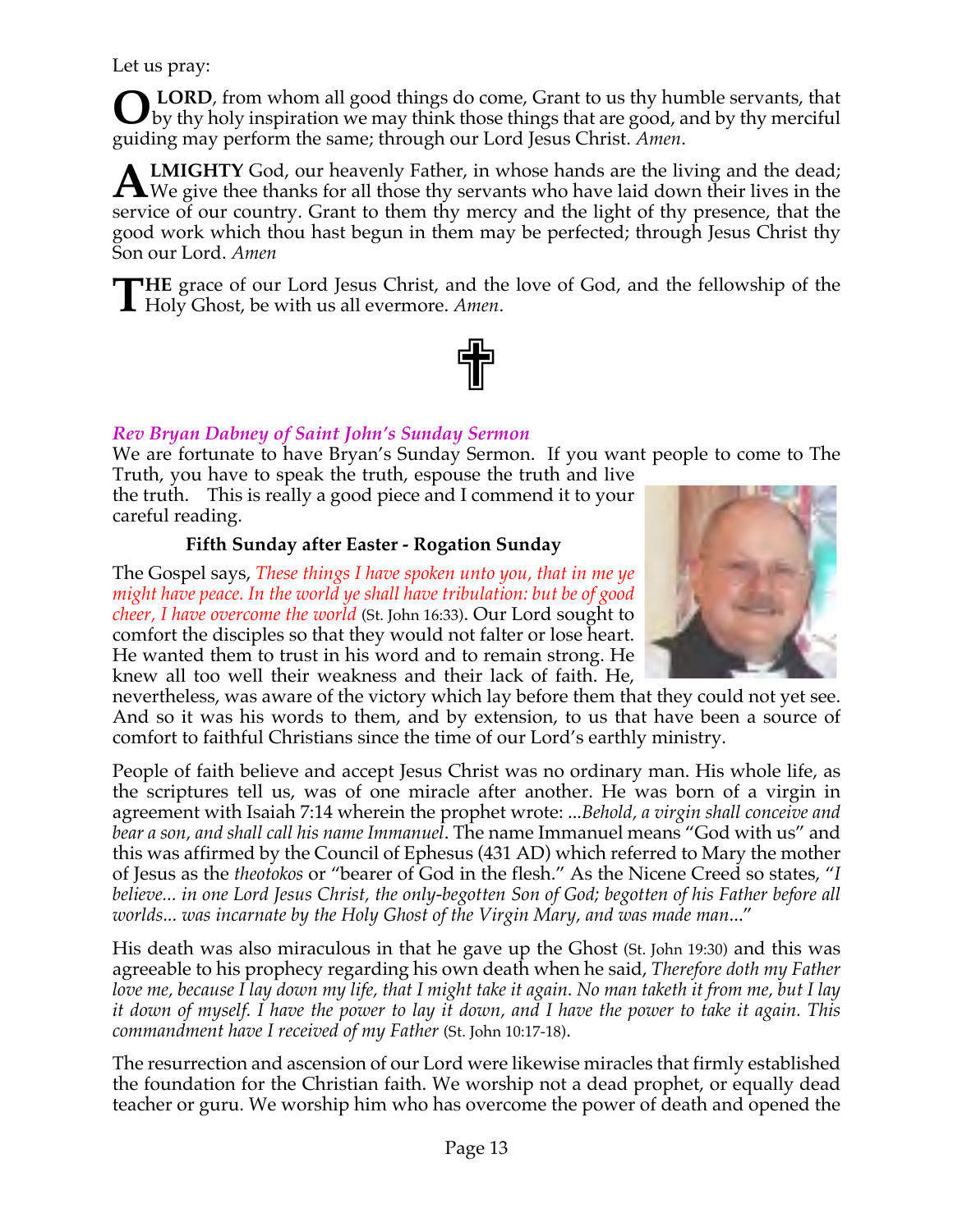Let us pray:

**O LORD**, from whom all good things do come, Grant to us thy humble servants, that by thy holy inspiration we may think those things that are good, and by thy merciful guiding may perform the same; through our Lord Jesus Christ. *Amen*.

**ALMIGHTY** God, our heavenly Father, in whose hands are the living and the dead; We give thee thanks for all those thy servants who have laid down their lives in the service of our country. Grant to them thy mercy and the light of thy presence, that the good work which thou hast begun in them may be perfected; through Jesus Christ thy Son our Lord. *Amen*

**THE** grace of our Lord Jesus Christ, and the love of God, and the fellowship of the Holy Ghost, be with us all evermore. *Amen*.

✝

### *Rev Bryan Dabney of Saint John's Sunday Sermon*

We are fortunate to have Bryan's Sunday Sermon. If you want people to come to The Truth, you have to speak the truth, espouse the truth and live the truth. This is really a good piece and I commend it to your careful reading.

**Fifth Sunday after Easter - Rogation Sunday**

The Gospel says, *These things I have spoken unto you, that in me ye might have peace. In the world ye shall have tribulation: but be of good cheer, I have overcome the world* (St. John 16:33). Our Lord sought to comfort the disciples so that they would not falter or lose heart. He wanted them to trust in his word and to remain strong. He knew all too well their weakness and their lack of faith. He, nevertheless, was aware of the victory which lay before them that they could not yet see. And so it was his words to them, and by extension, to us that have been a source of comfort to faithful Christians since the time of our Lord's earthly ministry.

People of faith believe and accept Jesus Christ was no ordinary man. His whole life, as the scriptures tell us, was of one miracle after another. He was born of a virgin in agreement with Isaiah 7:14 wherein the prophet wrote: ...*Behold, a virgin shall conceive and bear a son, and shall call his name Immanuel*. The name Immanuel means "God with us" and this was affirmed by the Council of Ephesus (431 AD) which referred to Mary the mother of Jesus as the *theotokos* or "bearer of God in the flesh." As the Nicene Creed so states, "*I believe... in one Lord Jesus Christ, the only-begotten Son of God; begotten of his Father before all worlds... was incarnate by the Holy Ghost of the Virgin Mary, and was made man*..."

His death was also miraculous in that he gave up the Ghost (St. John 19:30) and this was agreeable to his prophecy regarding his own death when he said, *Therefore doth my Father love me, because I lay down my life, that I might take it again. No man taketh it from me, but I lay it down of myself. I have the power to lay it down, and I have the power to take it again. This commandment have I received of my Father* (St. John 10:17-18).

The resurrection and ascension of our Lord were likewise miracles that firmly established the foundation for the Christian faith. We worship not a dead prophet, or equally dead teacher or guru. We worship him who has overcome the power of death and opened the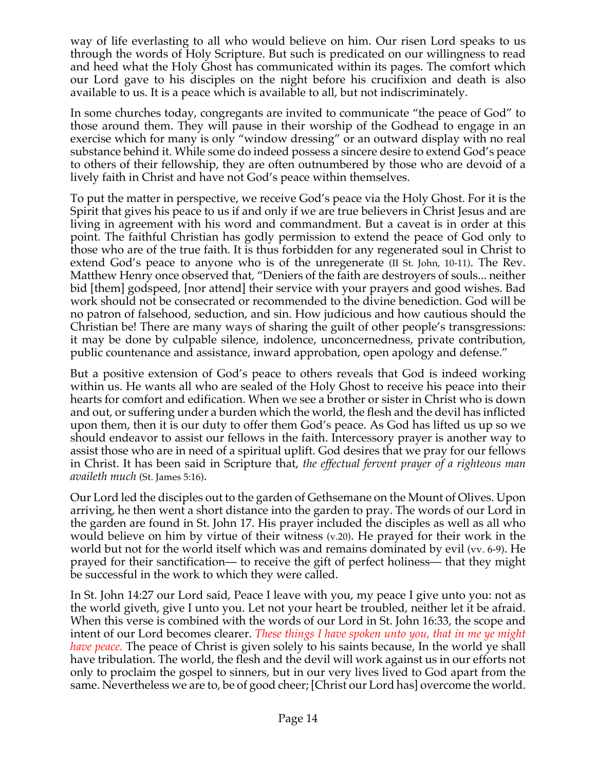way of life everlasting to all who would believe on him. Our risen Lord speaks to us through the words of Holy Scripture. But such is predicated on our willingness to read and heed what the Holy Ghost has communicated within its pages. The comfort which our Lord gave to his disciples on the night before his crucifixion and death is also available to us. It is a peace which is available to all, but not indiscriminately.

In some churches today, congregants are invited to communicate "the peace of God" to those around them. They will pause in their worship of the Godhead to engage in an exercise which for many is only "window dressing" or an outward display with no real substance behind it. While some do indeed possess a sincere desire to extend God's peace to others of their fellowship, they are often outnumbered by those who are devoid of a lively faith in Christ and have not God's peace within themselves.

To put the matter in perspective, we receive God's peace via the Holy Ghost. For it is the Spirit that gives his peace to us if and only if we are true believers in Christ Jesus and are living in agreement with his word and commandment. But a caveat is in order at this point. The faithful Christian has godly permission to extend the peace of God only to those who are of the true faith. It is thus forbidden for any regenerated soul in Christ to extend God's peace to anyone who is of the unregenerate (II St. John, 10-11). The Rev. Matthew Henry once observed that, "Deniers of the faith are destroyers of souls... neither bid [them] godspeed, [nor attend] their service with your prayers and good wishes. Bad work should not be consecrated or recommended to the divine benediction. God will be no patron of falsehood, seduction, and sin. How judicious and how cautious should the Christian be! There are many ways of sharing the guilt of other people's transgressions: it may be done by culpable silence, indolence, unconcernedness, private contribution, public countenance and assistance, inward approbation, open apology and defense."

But a positive extension of God's peace to others reveals that God is indeed working within us. He wants all who are sealed of the Holy Ghost to receive his peace into their hearts for comfort and edification. When we see a brother or sister in Christ who is down and out, or suffering under a burden which the world, the flesh and the devil has inflicted upon them, then it is our duty to offer them God's peace. As God has lifted us up so we should endeavor to assist our fellows in the faith. Intercessory prayer is another way to assist those who are in need of a spiritual uplift. God desires that we pray for our fellows in Christ. It has been said in Scripture that, *the effectual fervent prayer of a righteous man availeth much* (St. James 5:16).

Our Lord led the disciples out to the garden of Gethsemane on the Mount of Olives. Upon arriving, he then went a short distance into the garden to pray. The words of our Lord in the garden are found in St. John 17. His prayer included the disciples as well as all who would believe on him by virtue of their witness (v.20). He prayed for their work in the world but not for the world itself which was and remains dominated by evil (vv. 6-9). He prayed for their sanctification— to receive the gift of perfect holiness— that they might be successful in the work to which they were called.

In St. John 14:27 our Lord said, Peace I leave with you, my peace I give unto you: not as the world giveth, give I unto you. Let not your heart be troubled, neither let it be afraid. When this verse is combined with the words of our Lord in St. John 16:33, the scope and intent of our Lord becomes clearer. *These things I have spoken unto you, that in me ye might have peace.* The peace of Christ is given solely to his saints because, In the world ye shall have tribulation. The world, the flesh and the devil will work against us in our efforts not only to proclaim the gospel to sinners, but in our very lives lived to God apart from the same. Nevertheless we are to, be of good cheer; [Christ our Lord has] overcome the world.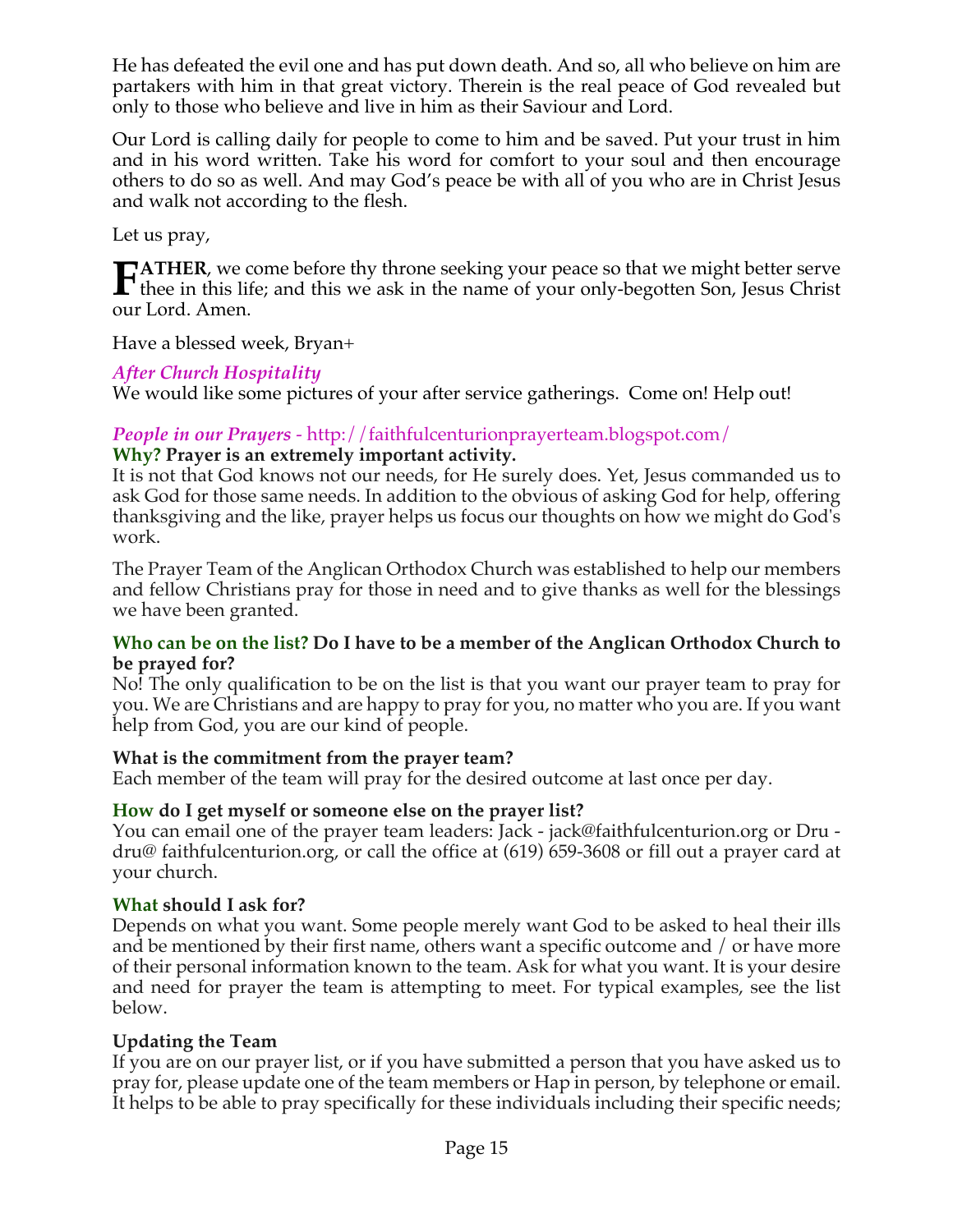He has defeated the evil one and has put down death. And so, all who believe on him are partakers with him in that great victory. Therein is the real peace of God revealed but only to those who believe and live in him as their Saviour and Lord.

Our Lord is calling daily for people to come to him and be saved. Put your trust in him and in his word written. Take his word for comfort to your soul and then encourage others to do so as well. And may God's peace be with all of you who are in Christ Jesus and walk not according to the flesh.

Let us pray,

**FATHER**, we come before thy throne seeking your peace so that we might better serve thee in this life; and this we ask in the name of your only-begotten Son, Jesus Christ our Lord. Amen.

Have a blessed week, Bryan+

### *After Church Hospitality*

We would like some pictures of your after service gatherings.  Come on! Help out!

### *People in our Prayers* - http://faithfulcenturionprayerteam.blogspot.com/

**Why? Prayer is an extremely important activity.**

It is not that God knows not our needs, for He surely does. Yet, Jesus commanded us to ask God for those same needs. In addition to the obvious of asking God for help, offering thanksgiving and the like, prayer helps us focus our thoughts on how we might do God's work.

The Prayer Team of the Anglican Orthodox Church was established to help our members and fellow Christians pray for those in need and to give thanks as well for the blessings we have been granted.

**Who can be on the list? Do I have to be a member of the Anglican Orthodox Church to be prayed for?**

No! The only qualification to be on the list is that you want our prayer team to pray for you. We are Christians and are happy to pray for you, no matter who you are. If you want help from God, you are our kind of people.

**What is the commitment from the prayer team?**

Each member of the team will pray for the desired outcome at last once per day.

**How do I get myself or someone else on the prayer list?**

You can email one of the prayer team leaders: Jack - jack@faithfulcenturion.org or Dru - dru@ faithfulcenturion.org, or call the office at (619) 659-3608 or fill out a prayer card at your church.

**What should I ask for?**

Depends on what you want. Some people merely want God to be asked to heal their ills and be mentioned by their first name, others want a specific outcome and / or have more of their personal information known to the team. Ask for what you want. It is your desire and need for prayer the team is attempting to meet. For typical examples, see the list below.

**Updating the Team**

If you are on our prayer list, or if you have submitted a person that you have asked us to pray for, please update one of the team members or Hap in person, by telephone or email. It helps to be able to pray specifically for these individuals including their specific needs;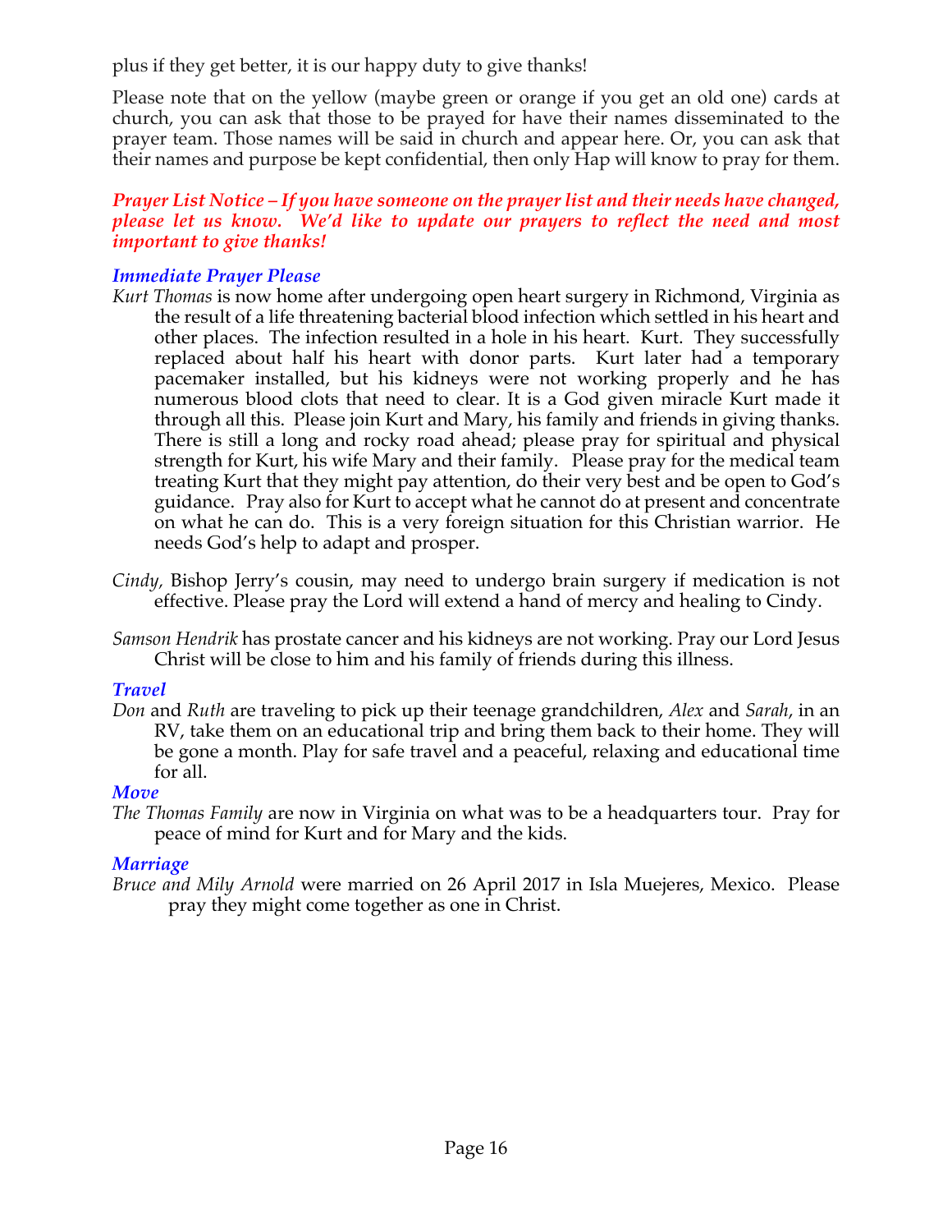plus if they get better, it is our happy duty to give thanks!

Please note that on the yellow (maybe green or orange if you get an old one) cards at church, you can ask that those to be prayed for have their names disseminated to the prayer team. Those names will be said in church and appear here. Or, you can ask that their names and purpose be kept confidential, then only Hap will know to pray for them.

***Prayer List Notice – If you have someone on the prayer list and their needs have changed, please let us know. We'd like to update our prayers to reflect the need and most important to give thanks!***

### *Immediate Prayer Please*

*Kurt Thomas* is now home after undergoing open heart surgery in Richmond, Virginia as the result of a life threatening bacterial blood infection which settled in his heart and other places. The infection resulted in a hole in his heart. Kurt. They successfully replaced about half his heart with donor parts. Kurt later had a temporary pacemaker installed, but his kidneys were not working properly and he has numerous blood clots that need to clear. It is a God given miracle Kurt made it through all this. Please join Kurt and Mary, his family and friends in giving thanks. There is still a long and rocky road ahead; please pray for spiritual and physical strength for Kurt, his wife Mary and their family. Please pray for the medical team treating Kurt that they might pay attention, do their very best and be open to God's guidance. Pray also for Kurt to accept what he cannot do at present and concentrate on what he can do. This is a very foreign situation for this Christian warrior. He needs God's help to adapt and prosper.

*Cindy,* Bishop Jerry's cousin, may need to undergo brain surgery if medication is not effective. Please pray the Lord will extend a hand of mercy and healing to Cindy.

*Samson Hendrik* has prostate cancer and his kidneys are not working. Pray our Lord Jesus Christ will be close to him and his family of friends during this illness.

### *Travel*

*Don* and *Ruth* are traveling to pick up their teenage grandchildren, *Alex* and *Sarah*, in an RV, take them on an educational trip and bring them back to their home. They will be gone a month. Play for safe travel and a peaceful, relaxing and educational time for all.

### *Move*

*The Thomas Family* are now in Virginia on what was to be a headquarters tour. Pray for peace of mind for Kurt and for Mary and the kids.

### *Marriage*

*Bruce and Mily Arnold* were married on 26 April 2017 in Isla Muejeres, Mexico. Please pray they might come together as one in Christ.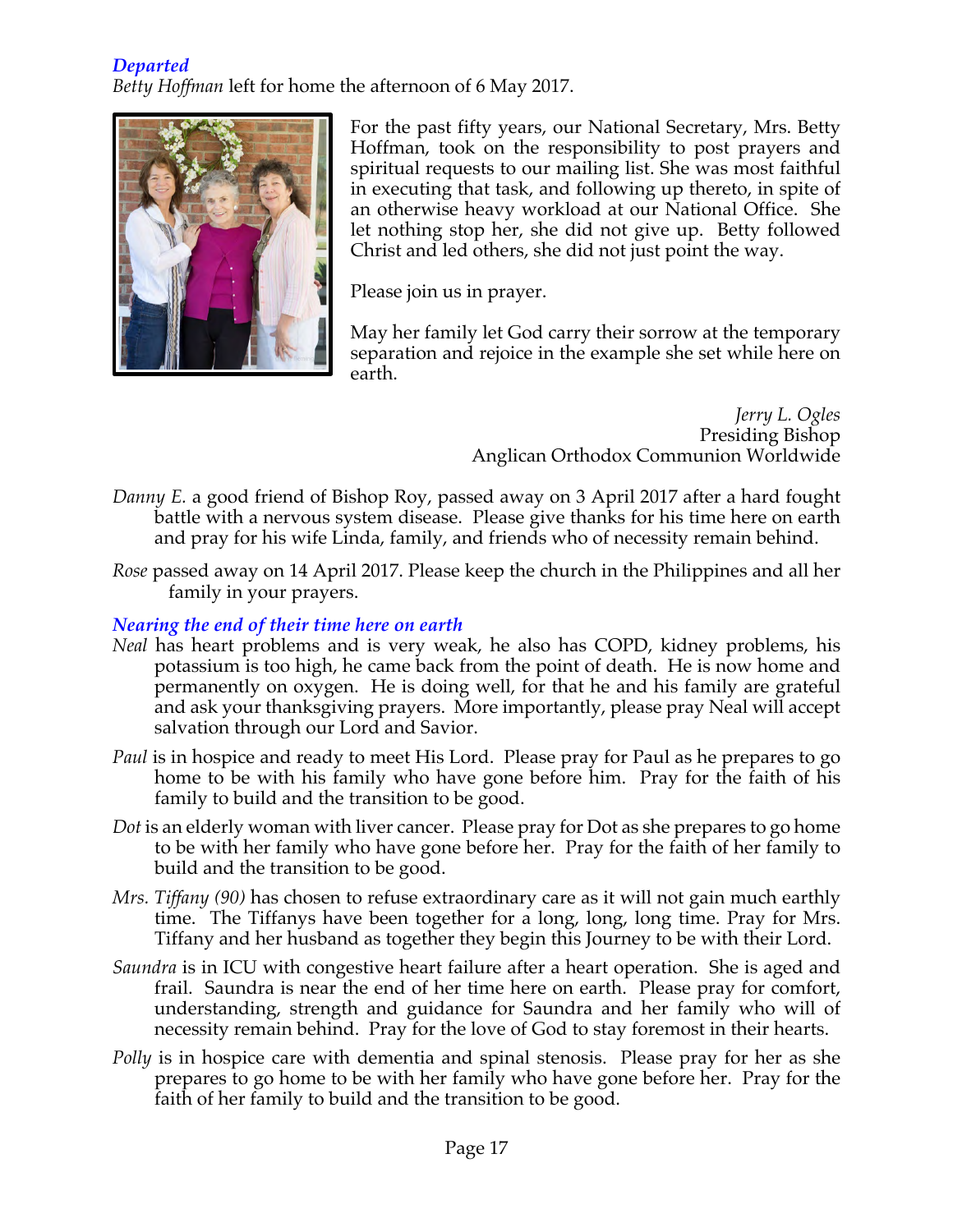### *Departed*

*Betty Hoffman* left for home the afternoon of 6 May 2017.

For the past fifty years, our National Secretary, Mrs. Betty Hoffman, took on the responsibility to post prayers and spiritual requests to our mailing list. She was most faithful in executing that task, and following up thereto, in spite of an otherwise heavy workload at our National Office. She let nothing stop her, she did not give up. Betty followed Christ and led others, she did not just point the way.

Please join us in prayer.

May her family let God carry their sorrow at the temporary separation and rejoice in the example she set while here on earth.

*Jerry L. Ogles*
Presiding Bishop
Anglican Orthodox Communion Worldwide

*Danny E.* a good friend of Bishop Roy, passed away on 3 April 2017 after a hard fought battle with a nervous system disease. Please give thanks for his time here on earth and pray for his wife Linda, family, and friends who of necessity remain behind.

*Rose* passed away on 14 April 2017. Please keep the church in the Philippines and all her family in your prayers.

### *Nearing the end of their time here on earth*

*Neal* has heart problems and is very weak, he also has COPD, kidney problems, his potassium is too high, he came back from the point of death. He is now home and permanently on oxygen. He is doing well, for that he and his family are grateful and ask your thanksgiving prayers. More importantly, please pray Neal will accept salvation through our Lord and Savior.

*Paul* is in hospice and ready to meet His Lord. Please pray for Paul as he prepares to go home to be with his family who have gone before him. Pray for the faith of his family to build and the transition to be good.

*Dot* is an elderly woman with liver cancer. Please pray for Dot as she prepares to go home to be with her family who have gone before her. Pray for the faith of her family to build and the transition to be good.

*Mrs. Tiffany (90)* has chosen to refuse extraordinary care as it will not gain much earthly time. The Tiffanys have been together for a long, long, long time. Pray for Mrs. Tiffany and her husband as together they begin this Journey to be with their Lord.

*Saundra* is in ICU with congestive heart failure after a heart operation. She is aged and frail. Saundra is near the end of her time here on earth. Please pray for comfort, understanding, strength and guidance for Saundra and her family who will of necessity remain behind. Pray for the love of God to stay foremost in their hearts.

*Polly* is in hospice care with dementia and spinal stenosis. Please pray for her as she prepares to go home to be with her family who have gone before her. Pray for the faith of her family to build and the transition to be good.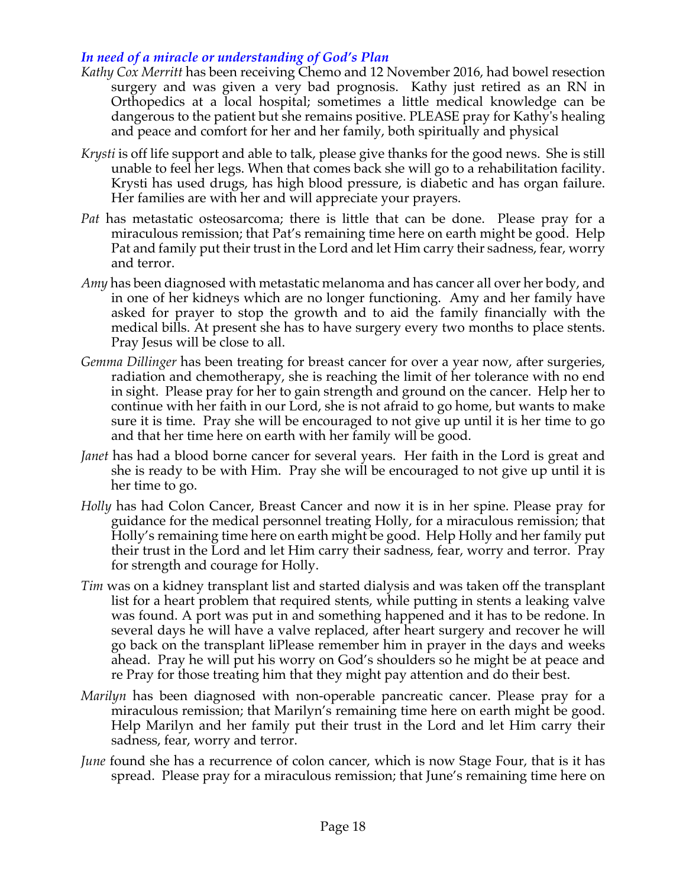### *In need of a miracle or understanding of God's Plan*

*Kathy Cox Merritt* has been receiving Chemo and 12 November 2016, had bowel resection surgery and was given a very bad prognosis. Kathy just retired as an RN in Orthopedics at a local hospital; sometimes a little medical knowledge can be dangerous to the patient but she remains positive. PLEASE pray for Kathy's healing and peace and comfort for her and her family, both spiritually and physical

*Krysti* is off life support and able to talk, please give thanks for the good news. She is still unable to feel her legs. When that comes back she will go to a rehabilitation facility. Krysti has used drugs, has high blood pressure, is diabetic and has organ failure. Her families are with her and will appreciate your prayers.

*Pat* has metastatic osteosarcoma; there is little that can be done. Please pray for a miraculous remission; that Pat's remaining time here on earth might be good. Help Pat and family put their trust in the Lord and let Him carry their sadness, fear, worry and terror.

*Amy* has been diagnosed with metastatic melanoma and has cancer all over her body, and in one of her kidneys which are no longer functioning. Amy and her family have asked for prayer to stop the growth and to aid the family financially with the medical bills. At present she has to have surgery every two months to place stents. Pray Jesus will be close to all.

*Gemma Dillinger* has been treating for breast cancer for over a year now, after surgeries, radiation and chemotherapy, she is reaching the limit of her tolerance with no end in sight. Please pray for her to gain strength and ground on the cancer. Help her to continue with her faith in our Lord, she is not afraid to go home, but wants to make sure it is time. Pray she will be encouraged to not give up until it is her time to go and that her time here on earth with her family will be good.

*Janet* has had a blood borne cancer for several years. Her faith in the Lord is great and she is ready to be with Him. Pray she will be encouraged to not give up until it is her time to go.

*Holly* has had Colon Cancer, Breast Cancer and now it is in her spine. Please pray for guidance for the medical personnel treating Holly, for a miraculous remission; that Holly's remaining time here on earth might be good. Help Holly and her family put their trust in the Lord and let Him carry their sadness, fear, worry and terror. Pray for strength and courage for Holly.

*Tim* was on a kidney transplant list and started dialysis and was taken off the transplant list for a heart problem that required stents, while putting in stents a leaking valve was found. A port was put in and something happened and it has to be redone. In several days he will have a valve replaced, after heart surgery and recover he will go back on the transplant liPlease remember him in prayer in the days and weeks ahead. Pray he will put his worry on God's shoulders so he might be at peace and re Pray for those treating him that they might pay attention and do their best.

*Marilyn* has been diagnosed with non-operable pancreatic cancer. Please pray for a miraculous remission; that Marilyn's remaining time here on earth might be good. Help Marilyn and her family put their trust in the Lord and let Him carry their sadness, fear, worry and terror.

*June* found she has a recurrence of colon cancer, which is now Stage Four, that is it has spread. Please pray for a miraculous remission; that June's remaining time here on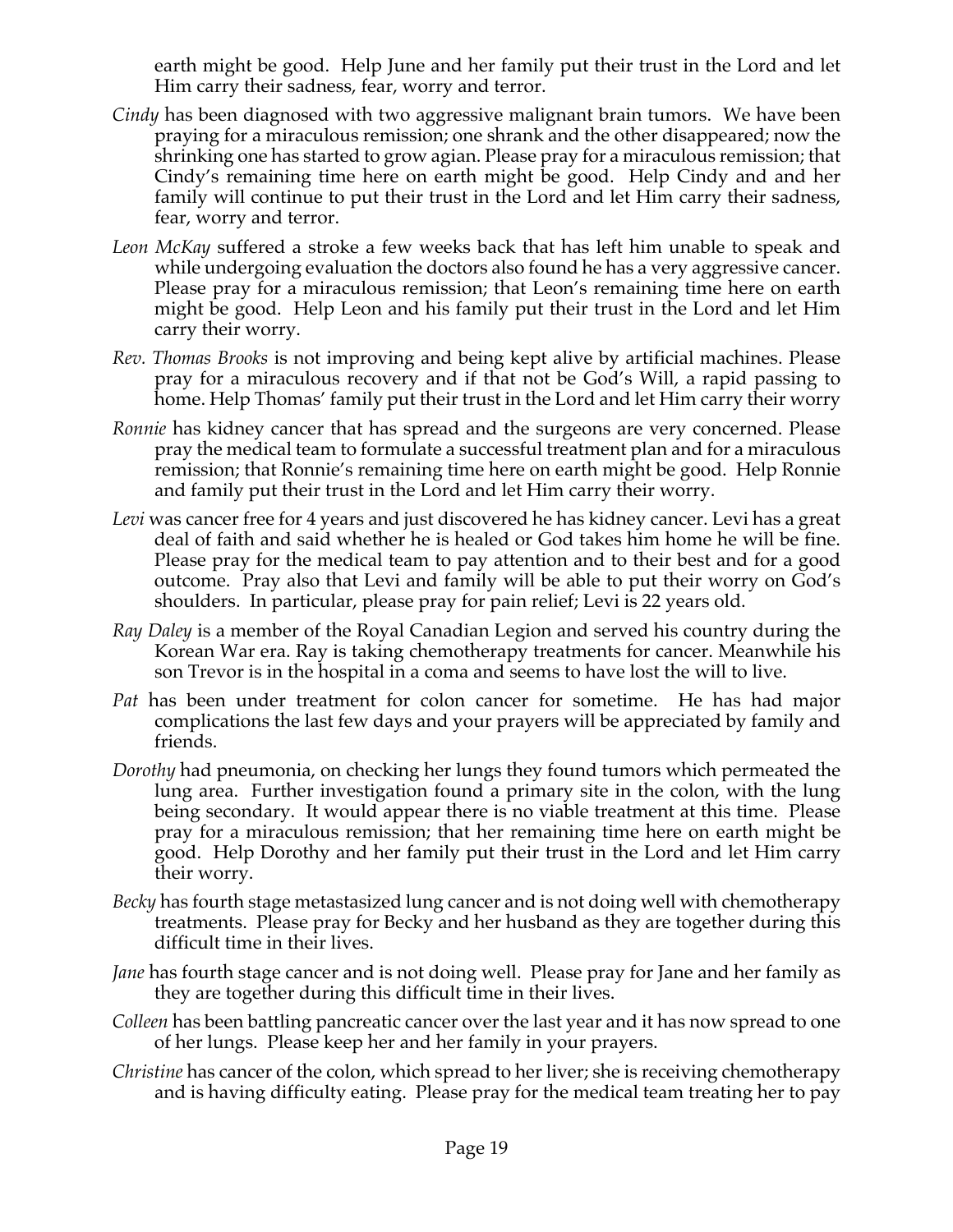earth might be good. Help June and her family put their trust in the Lord and let Him carry their sadness, fear, worry and terror.

*Cindy* has been diagnosed with two aggressive malignant brain tumors. We have been praying for a miraculous remission; one shrank and the other disappeared; now the shrinking one has started to grow agian. Please pray for a miraculous remission; that Cindy's remaining time here on earth might be good. Help Cindy and and her family will continue to put their trust in the Lord and let Him carry their sadness, fear, worry and terror.

*Leon McKay* suffered a stroke a few weeks back that has left him unable to speak and while undergoing evaluation the doctors also found he has a very aggressive cancer. Please pray for a miraculous remission; that Leon's remaining time here on earth might be good. Help Leon and his family put their trust in the Lord and let Him carry their worry.

*Rev. Thomas Brooks* is not improving and being kept alive by artificial machines. Please pray for a miraculous recovery and if that not be God's Will, a rapid passing to home. Help Thomas' family put their trust in the Lord and let Him carry their worry

*Ronnie* has kidney cancer that has spread and the surgeons are very concerned. Please pray the medical team to formulate a successful treatment plan and for a miraculous remission; that Ronnie's remaining time here on earth might be good. Help Ronnie and family put their trust in the Lord and let Him carry their worry.

*Levi* was cancer free for 4 years and just discovered he has kidney cancer. Levi has a great deal of faith and said whether he is healed or God takes him home he will be fine. Please pray for the medical team to pay attention and to their best and for a good outcome. Pray also that Levi and family will be able to put their worry on God's shoulders. In particular, please pray for pain relief; Levi is 22 years old.

*Ray Daley* is a member of the Royal Canadian Legion and served his country during the Korean War era. Ray is taking chemotherapy treatments for cancer. Meanwhile his son Trevor is in the hospital in a coma and seems to have lost the will to live.

*Pat* has been under treatment for colon cancer for sometime. He has had major complications the last few days and your prayers will be appreciated by family and friends.

*Dorothy* had pneumonia, on checking her lungs they found tumors which permeated the lung area. Further investigation found a primary site in the colon, with the lung being secondary. It would appear there is no viable treatment at this time. Please pray for a miraculous remission; that her remaining time here on earth might be good. Help Dorothy and her family put their trust in the Lord and let Him carry their worry.

*Becky* has fourth stage metastasized lung cancer and is not doing well with chemotherapy treatments. Please pray for Becky and her husband as they are together during this difficult time in their lives.

*Jane* has fourth stage cancer and is not doing well. Please pray for Jane and her family as they are together during this difficult time in their lives.

*Colleen* has been battling pancreatic cancer over the last year and it has now spread to one of her lungs. Please keep her and her family in your prayers.

*Christine* has cancer of the colon, which spread to her liver; she is receiving chemotherapy and is having difficulty eating. Please pray for the medical team treating her to pay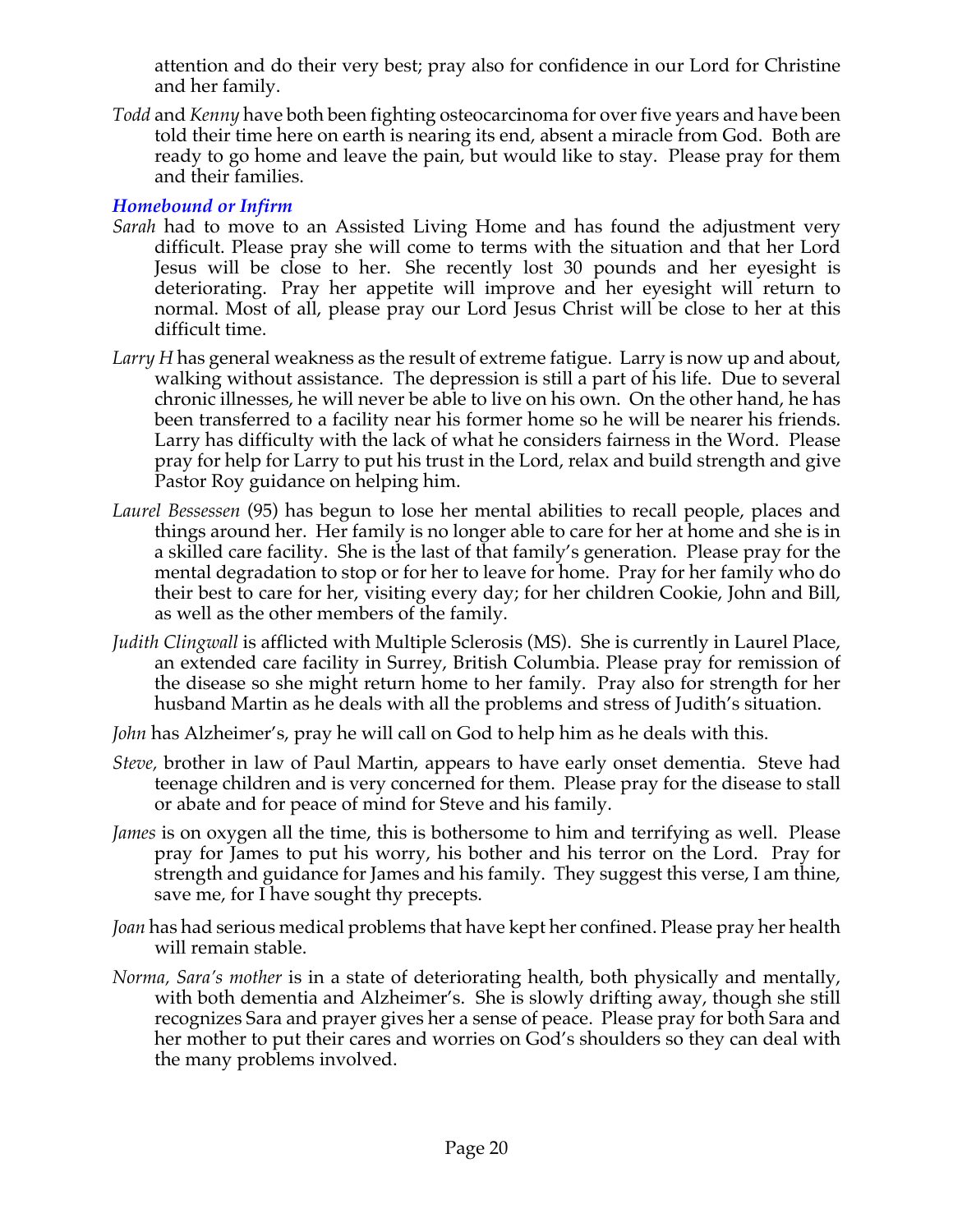attention and do their very best; pray also for confidence in our Lord for Christine and her family.

*Todd* and *Kenny* have both been fighting osteocarcinoma for over five years and have been told their time here on earth is nearing its end, absent a miracle from God. Both are ready to go home and leave the pain, but would like to stay. Please pray for them and their families.

### *Homebound or Infirm*

*Sarah* had to move to an Assisted Living Home and has found the adjustment very difficult. Please pray she will come to terms with the situation and that her Lord Jesus will be close to her. She recently lost 30 pounds and her eyesight is deteriorating. Pray her appetite will improve and her eyesight will return to normal. Most of all, please pray our Lord Jesus Christ will be close to her at this difficult time.

*Larry H* has general weakness as the result of extreme fatigue. Larry is now up and about, walking without assistance. The depression is still a part of his life. Due to several chronic illnesses, he will never be able to live on his own. On the other hand, he has been transferred to a facility near his former home so he will be nearer his friends. Larry has difficulty with the lack of what he considers fairness in the Word. Please pray for help for Larry to put his trust in the Lord, relax and build strength and give Pastor Roy guidance on helping him.

*Laurel Bessessen* (95) has begun to lose her mental abilities to recall people, places and things around her. Her family is no longer able to care for her at home and she is in a skilled care facility. She is the last of that family's generation. Please pray for the mental degradation to stop or for her to leave for home. Pray for her family who do their best to care for her, visiting every day; for her children Cookie, John and Bill, as well as the other members of the family.

*Judith Clingwall* is afflicted with Multiple Sclerosis (MS). She is currently in Laurel Place, an extended care facility in Surrey, British Columbia. Please pray for remission of the disease so she might return home to her family. Pray also for strength for her husband Martin as he deals with all the problems and stress of Judith's situation.

*John* has Alzheimer's, pray he will call on God to help him as he deals with this.

*Steve,* brother in law of Paul Martin, appears to have early onset dementia. Steve had teenage children and is very concerned for them. Please pray for the disease to stall or abate and for peace of mind for Steve and his family.

*James* is on oxygen all the time, this is bothersome to him and terrifying as well. Please pray for James to put his worry, his bother and his terror on the Lord. Pray for strength and guidance for James and his family. They suggest this verse, I am thine, save me, for I have sought thy precepts.

*Joan* has had serious medical problems that have kept her confined. Please pray her health will remain stable.

*Norma, Sara's mother* is in a state of deteriorating health, both physically and mentally, with both dementia and Alzheimer's. She is slowly drifting away, though she still recognizes Sara and prayer gives her a sense of peace. Please pray for both Sara and her mother to put their cares and worries on God's shoulders so they can deal with the many problems involved.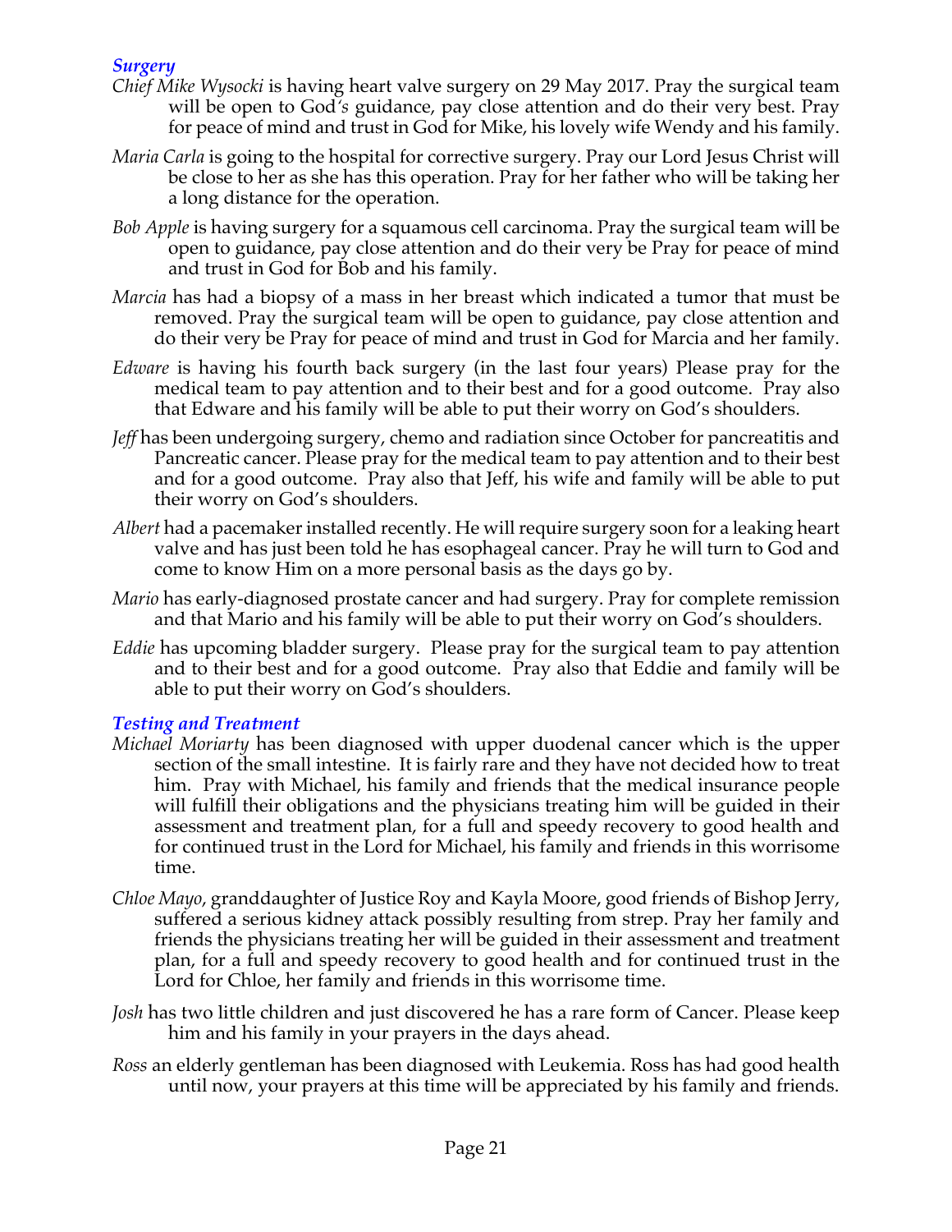### *Surgery*

*Chief Mike Wysocki* is having heart valve surgery on 29 May 2017. Pray the surgical team will be open to God's guidance, pay close attention and do their very best. Pray for peace of mind and trust in God for Mike, his lovely wife Wendy and his family.

*Maria Carla* is going to the hospital for corrective surgery. Pray our Lord Jesus Christ will be close to her as she has this operation. Pray for her father who will be taking her a long distance for the operation.

*Bob Apple* is having surgery for a squamous cell carcinoma. Pray the surgical team will be open to guidance, pay close attention and do their very be Pray for peace of mind and trust in God for Bob and his family.

*Marcia* has had a biopsy of a mass in her breast which indicated a tumor that must be removed. Pray the surgical team will be open to guidance, pay close attention and do their very be Pray for peace of mind and trust in God for Marcia and her family.

*Edware* is having his fourth back surgery (in the last four years) Please pray for the medical team to pay attention and to their best and for a good outcome. Pray also that Edware and his family will be able to put their worry on God's shoulders.

*Jeff* has been undergoing surgery, chemo and radiation since October for pancreatitis and Pancreatic cancer. Please pray for the medical team to pay attention and to their best and for a good outcome. Pray also that Jeff, his wife and family will be able to put their worry on God's shoulders.

*Albert* had a pacemaker installed recently. He will require surgery soon for a leaking heart valve and has just been told he has esophageal cancer. Pray he will turn to God and come to know Him on a more personal basis as the days go by.

*Mario* has early-diagnosed prostate cancer and had surgery. Pray for complete remission and that Mario and his family will be able to put their worry on God's shoulders.

*Eddie* has upcoming bladder surgery. Please pray for the surgical team to pay attention and to their best and for a good outcome. Pray also that Eddie and family will be able to put their worry on God's shoulders.

### *Testing and Treatment*

*Michael Moriarty* has been diagnosed with upper duodenal cancer which is the upper section of the small intestine. It is fairly rare and they have not decided how to treat him. Pray with Michael, his family and friends that the medical insurance people will fulfill their obligations and the physicians treating him will be guided in their assessment and treatment plan, for a full and speedy recovery to good health and for continued trust in the Lord for Michael, his family and friends in this worrisome time.

*Chloe Mayo*, granddaughter of Justice Roy and Kayla Moore, good friends of Bishop Jerry, suffered a serious kidney attack possibly resulting from strep. Pray her family and friends the physicians treating her will be guided in their assessment and treatment plan, for a full and speedy recovery to good health and for continued trust in the Lord for Chloe, her family and friends in this worrisome time.

*Josh* has two little children and just discovered he has a rare form of Cancer. Please keep him and his family in your prayers in the days ahead.

*Ross* an elderly gentleman has been diagnosed with Leukemia. Ross has had good health until now, your prayers at this time will be appreciated by his family and friends.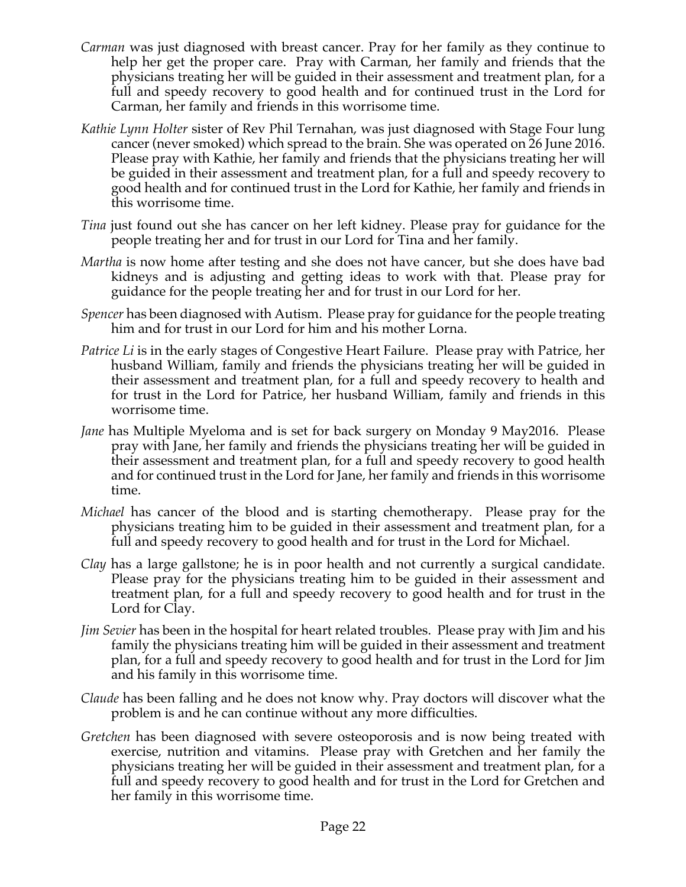*Carman* was just diagnosed with breast cancer. Pray for her family as they continue to help her get the proper care. Pray with Carman, her family and friends that the physicians treating her will be guided in their assessment and treatment plan, for a full and speedy recovery to good health and for continued trust in the Lord for Carman, her family and friends in this worrisome time.

*Kathie Lynn Holter* sister of Rev Phil Ternahan, was just diagnosed with Stage Four lung cancer (never smoked) which spread to the brain. She was operated on 26 June 2016. Please pray with Kathie, her family and friends that the physicians treating her will be guided in their assessment and treatment plan, for a full and speedy recovery to good health and for continued trust in the Lord for Kathie, her family and friends in this worrisome time.

*Tina* just found out she has cancer on her left kidney. Please pray for guidance for the people treating her and for trust in our Lord for Tina and her family.

*Martha* is now home after testing and she does not have cancer, but she does have bad kidneys and is adjusting and getting ideas to work with that. Please pray for guidance for the people treating her and for trust in our Lord for her.

*Spencer* has been diagnosed with Autism. Please pray for guidance for the people treating him and for trust in our Lord for him and his mother Lorna.

*Patrice Li* is in the early stages of Congestive Heart Failure. Please pray with Patrice, her husband William, family and friends the physicians treating her will be guided in their assessment and treatment plan, for a full and speedy recovery to health and for trust in the Lord for Patrice, her husband William, family and friends in this worrisome time.

*Jane* has Multiple Myeloma and is set for back surgery on Monday 9 May2016. Please pray with Jane, her family and friends the physicians treating her will be guided in their assessment and treatment plan, for a full and speedy recovery to good health and for continued trust in the Lord for Jane, her family and friends in this worrisome time.

*Michael* has cancer of the blood and is starting chemotherapy. Please pray for the physicians treating him to be guided in their assessment and treatment plan, for a full and speedy recovery to good health and for trust in the Lord for Michael.

*Clay* has a large gallstone; he is in poor health and not currently a surgical candidate. Please pray for the physicians treating him to be guided in their assessment and treatment plan, for a full and speedy recovery to good health and for trust in the Lord for Clay.

*Jim Sevier* has been in the hospital for heart related troubles. Please pray with Jim and his family the physicians treating him will be guided in their assessment and treatment plan, for a full and speedy recovery to good health and for trust in the Lord for Jim and his family in this worrisome time.

*Claude* has been falling and he does not know why. Pray doctors will discover what the problem is and he can continue without any more difficulties.

*Gretchen* has been diagnosed with severe osteoporosis and is now being treated with exercise, nutrition and vitamins. Please pray with Gretchen and her family the physicians treating her will be guided in their assessment and treatment plan, for a full and speedy recovery to good health and for trust in the Lord for Gretchen and her family in this worrisome time.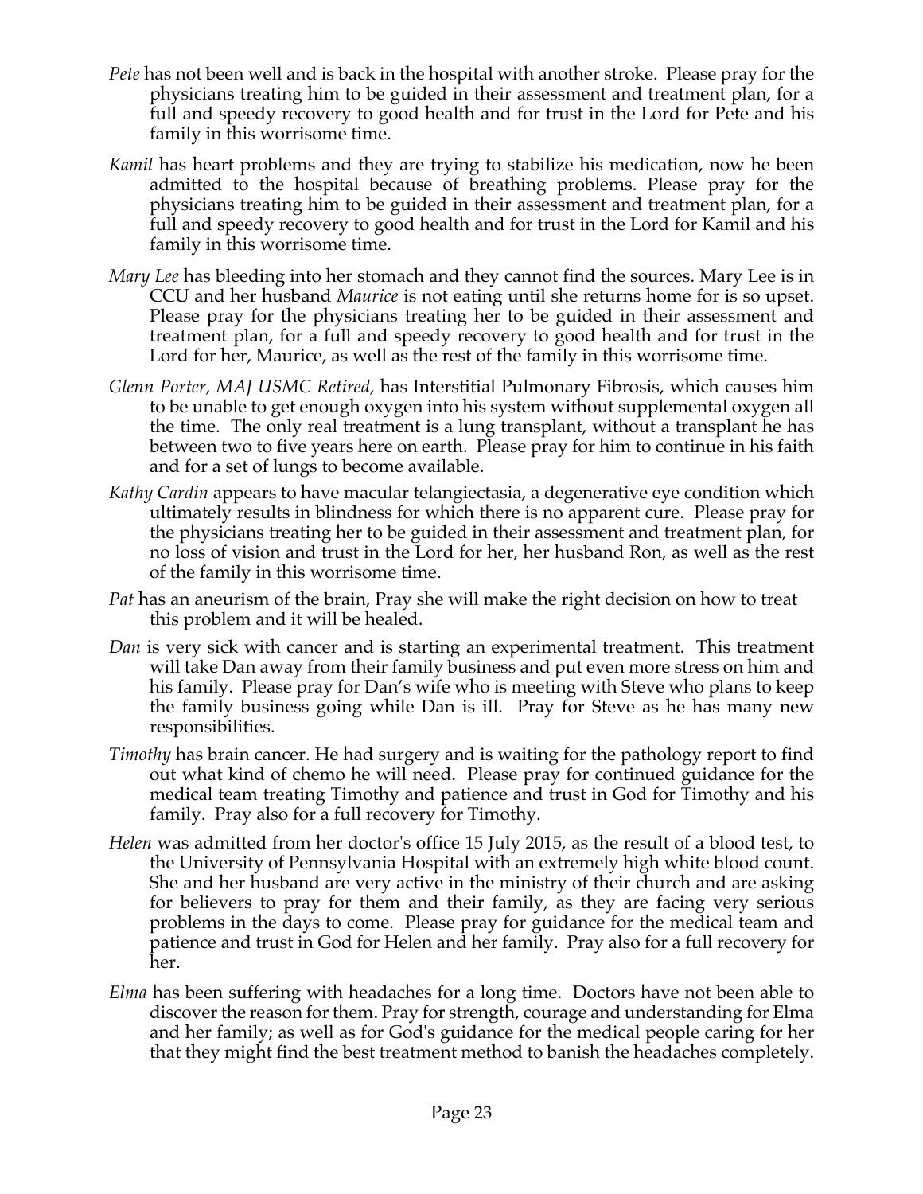*Pete* has not been well and is back in the hospital with another stroke. Please pray for the physicians treating him to be guided in their assessment and treatment plan, for a full and speedy recovery to good health and for trust in the Lord for Pete and his family in this worrisome time.

*Kamil* has heart problems and they are trying to stabilize his medication, now he been admitted to the hospital because of breathing problems. Please pray for the physicians treating him to be guided in their assessment and treatment plan, for a full and speedy recovery to good health and for trust in the Lord for Kamil and his family in this worrisome time.

*Mary Lee* has bleeding into her stomach and they cannot find the sources. Mary Lee is in CCU and her husband *Maurice* is not eating until she returns home for is so upset. Please pray for the physicians treating her to be guided in their assessment and treatment plan, for a full and speedy recovery to good health and for trust in the Lord for her, Maurice, as well as the rest of the family in this worrisome time.

*Glenn Porter, MAJ USMC Retired,* has Interstitial Pulmonary Fibrosis, which causes him to be unable to get enough oxygen into his system without supplemental oxygen all the time. The only real treatment is a lung transplant, without a transplant he has between two to five years here on earth. Please pray for him to continue in his faith and for a set of lungs to become available.

*Kathy Cardin* appears to have macular telangiectasia, a degenerative eye condition which ultimately results in blindness for which there is no apparent cure. Please pray for the physicians treating her to be guided in their assessment and treatment plan, for no loss of vision and trust in the Lord for her, her husband Ron, as well as the rest of the family in this worrisome time.

*Pat* has an aneurism of the brain, Pray she will make the right decision on how to treat this problem and it will be healed.

*Dan* is very sick with cancer and is starting an experimental treatment. This treatment will take Dan away from their family business and put even more stress on him and his family. Please pray for Dan's wife who is meeting with Steve who plans to keep the family business going while Dan is ill. Pray for Steve as he has many new responsibilities.

*Timothy* has brain cancer. He had surgery and is waiting for the pathology report to find out what kind of chemo he will need. Please pray for continued guidance for the medical team treating Timothy and patience and trust in God for Timothy and his family. Pray also for a full recovery for Timothy.

*Helen* was admitted from her doctor's office 15 July 2015, as the result of a blood test, to the University of Pennsylvania Hospital with an extremely high white blood count. She and her husband are very active in the ministry of their church and are asking for believers to pray for them and their family, as they are facing very serious problems in the days to come. Please pray for guidance for the medical team and patience and trust in God for Helen and her family. Pray also for a full recovery for her.

*Elma* has been suffering with headaches for a long time. Doctors have not been able to discover the reason for them. Pray for strength, courage and understanding for Elma and her family; as well as for God's guidance for the medical people caring for her that they might find the best treatment method to banish the headaches completely.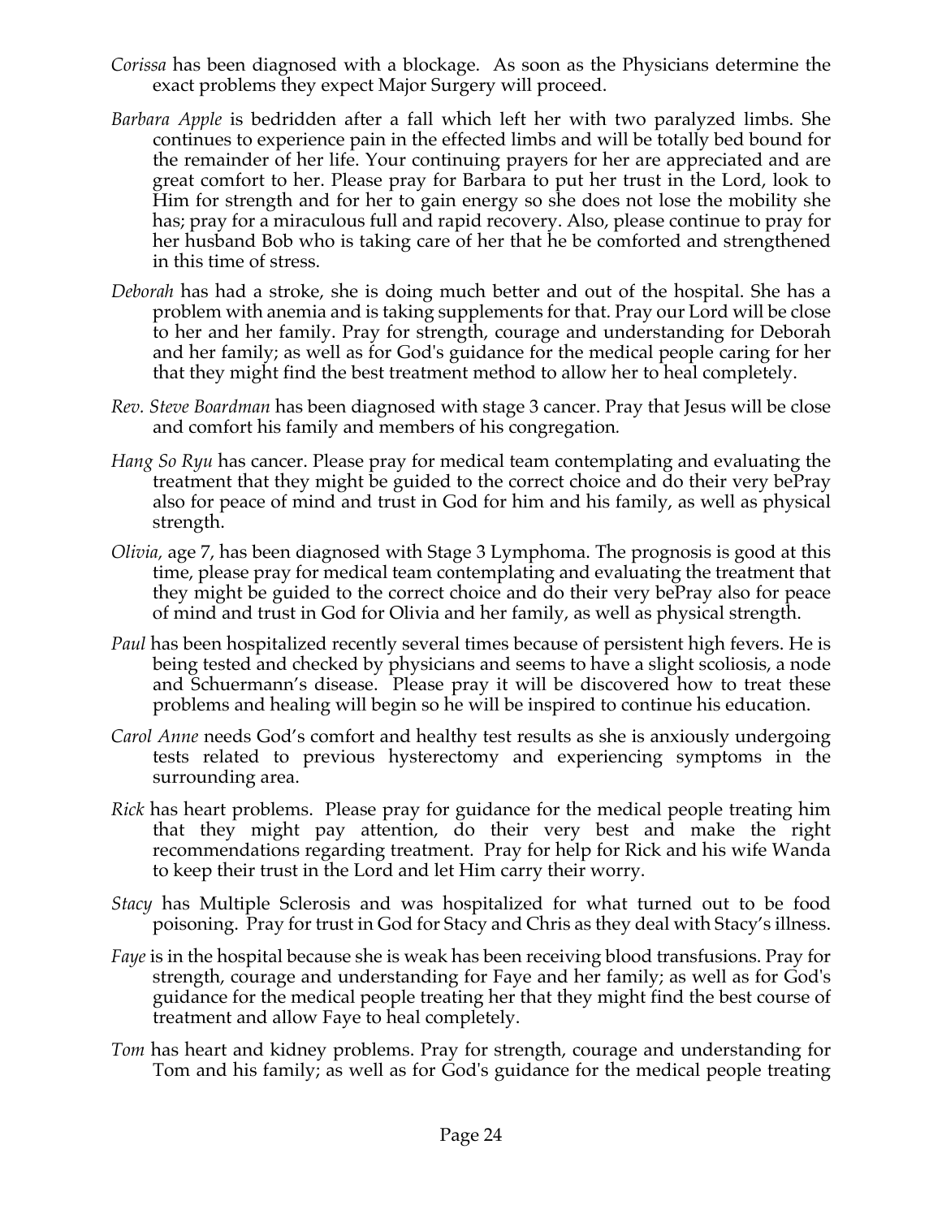*Corissa* has been diagnosed with a blockage. As soon as the Physicians determine the exact problems they expect Major Surgery will proceed.

*Barbara Apple* is bedridden after a fall which left her with two paralyzed limbs. She continues to experience pain in the effected limbs and will be totally bed bound for the remainder of her life. Your continuing prayers for her are appreciated and are great comfort to her. Please pray for Barbara to put her trust in the Lord, look to Him for strength and for her to gain energy so she does not lose the mobility she has; pray for a miraculous full and rapid recovery. Also, please continue to pray for her husband Bob who is taking care of her that he be comforted and strengthened in this time of stress.

*Deborah* has had a stroke, she is doing much better and out of the hospital. She has a problem with anemia and is taking supplements for that. Pray our Lord will be close to her and her family. Pray for strength, courage and understanding for Deborah and her family; as well as for God's guidance for the medical people caring for her that they might find the best treatment method to allow her to heal completely.

*Rev. Steve Boardman* has been diagnosed with stage 3 cancer. Pray that Jesus will be close and comfort his family and members of his congregation.

*Hang So Ryu* has cancer. Please pray for medical team contemplating and evaluating the treatment that they might be guided to the correct choice and do their very bePray also for peace of mind and trust in God for him and his family, as well as physical strength.

*Olivia,* age 7, has been diagnosed with Stage 3 Lymphoma. The prognosis is good at this time, please pray for medical team contemplating and evaluating the treatment that they might be guided to the correct choice and do their very bePray also for peace of mind and trust in God for Olivia and her family, as well as physical strength.

*Paul* has been hospitalized recently several times because of persistent high fevers. He is being tested and checked by physicians and seems to have a slight scoliosis, a node and Schuermann's disease. Please pray it will be discovered how to treat these problems and healing will begin so he will be inspired to continue his education.

*Carol Anne* needs God's comfort and healthy test results as she is anxiously undergoing tests related to previous hysterectomy and experiencing symptoms in the surrounding area.

*Rick* has heart problems. Please pray for guidance for the medical people treating him that they might pay attention, do their very best and make the right recommendations regarding treatment. Pray for help for Rick and his wife Wanda to keep their trust in the Lord and let Him carry their worry.

*Stacy* has Multiple Sclerosis and was hospitalized for what turned out to be food poisoning. Pray for trust in God for Stacy and Chris as they deal with Stacy's illness.

*Faye* is in the hospital because she is weak has been receiving blood transfusions. Pray for strength, courage and understanding for Faye and her family; as well as for God's guidance for the medical people treating her that they might find the best course of treatment and allow Faye to heal completely.

*Tom* has heart and kidney problems. Pray for strength, courage and understanding for Tom and his family; as well as for God's guidance for the medical people treating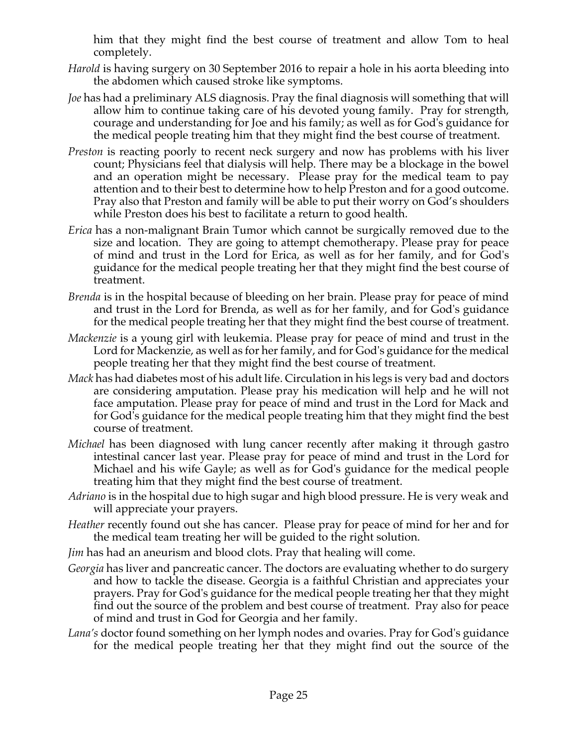him that they might find the best course of treatment and allow Tom to heal completely.

*Harold* is having surgery on 30 September 2016 to repair a hole in his aorta bleeding into the abdomen which caused stroke like symptoms.

*Joe* has had a preliminary ALS diagnosis. Pray the final diagnosis will something that will allow him to continue taking care of his devoted young family. Pray for strength, courage and understanding for Joe and his family; as well as for God's guidance for the medical people treating him that they might find the best course of treatment.

*Preston* is reacting poorly to recent neck surgery and now has problems with his liver count; Physicians feel that dialysis will help. There may be a blockage in the bowel and an operation might be necessary. Please pray for the medical team to pay attention and to their best to determine how to help Preston and for a good outcome. Pray also that Preston and family will be able to put their worry on God's shoulders while Preston does his best to facilitate a return to good health.

*Erica* has a non-malignant Brain Tumor which cannot be surgically removed due to the size and location. They are going to attempt chemotherapy. Please pray for peace of mind and trust in the Lord for Erica, as well as for her family, and for God's guidance for the medical people treating her that they might find the best course of treatment.

*Brenda* is in the hospital because of bleeding on her brain. Please pray for peace of mind and trust in the Lord for Brenda, as well as for her family, and for God's guidance for the medical people treating her that they might find the best course of treatment.

*Mackenzie* is a young girl with leukemia. Please pray for peace of mind and trust in the Lord for Mackenzie, as well as for her family, and for God's guidance for the medical people treating her that they might find the best course of treatment.

*Mack* has had diabetes most of his adult life. Circulation in his legs is very bad and doctors are considering amputation. Please pray his medication will help and he will not face amputation. Please pray for peace of mind and trust in the Lord for Mack and for God's guidance for the medical people treating him that they might find the best course of treatment.

*Michael* has been diagnosed with lung cancer recently after making it through gastro intestinal cancer last year. Please pray for peace of mind and trust in the Lord for Michael and his wife Gayle; as well as for God's guidance for the medical people treating him that they might find the best course of treatment.

*Adriano* is in the hospital due to high sugar and high blood pressure. He is very weak and will appreciate your prayers.

*Heather* recently found out she has cancer. Please pray for peace of mind for her and for the medical team treating her will be guided to the right solution.

*Jim* has had an aneurism and blood clots. Pray that healing will come.

*Georgia* has liver and pancreatic cancer. The doctors are evaluating whether to do surgery and how to tackle the disease. Georgia is a faithful Christian and appreciates your prayers. Pray for God's guidance for the medical people treating her that they might find out the source of the problem and best course of treatment. Pray also for peace of mind and trust in God for Georgia and her family.

*Lana's* doctor found something on her lymph nodes and ovaries. Pray for God's guidance for the medical people treating her that they might find out the source of the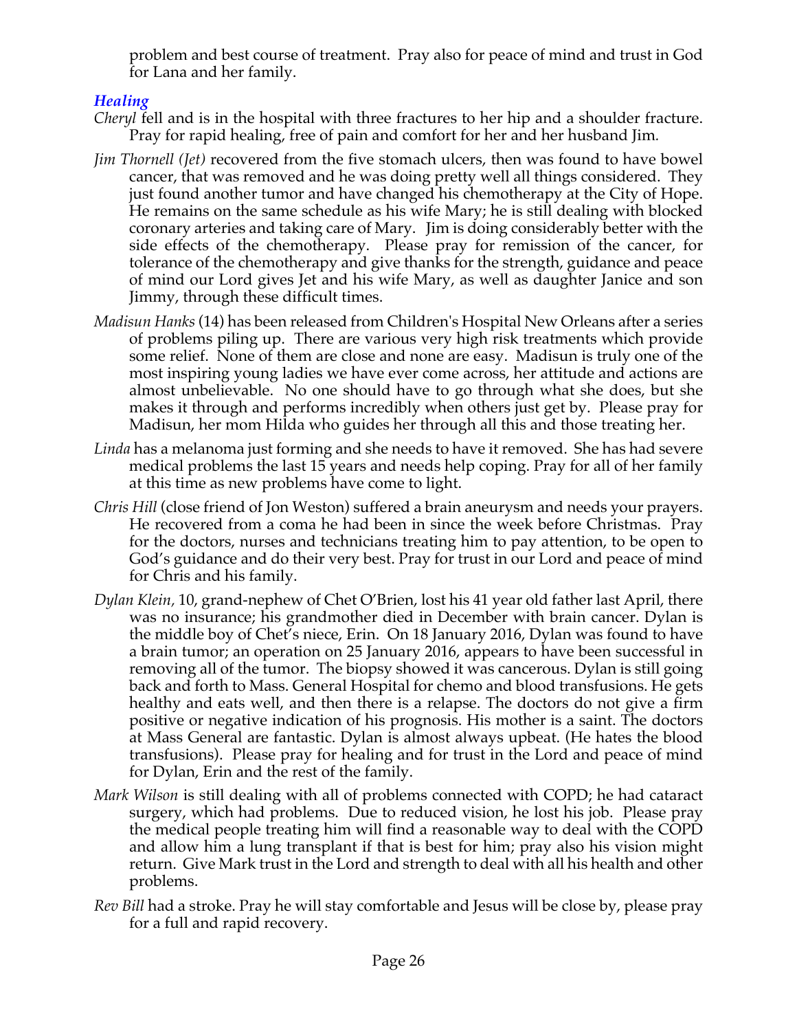problem and best course of treatment. Pray also for peace of mind and trust in God for Lana and her family.

### *Healing*

*Cheryl* fell and is in the hospital with three fractures to her hip and a shoulder fracture. Pray for rapid healing, free of pain and comfort for her and her husband Jim.

*Jim Thornell (Jet)* recovered from the five stomach ulcers, then was found to have bowel cancer, that was removed and he was doing pretty well all things considered. They just found another tumor and have changed his chemotherapy at the City of Hope. He remains on the same schedule as his wife Mary; he is still dealing with blocked coronary arteries and taking care of Mary. Jim is doing considerably better with the side effects of the chemotherapy. Please pray for remission of the cancer, for tolerance of the chemotherapy and give thanks for the strength, guidance and peace of mind our Lord gives Jet and his wife Mary, as well as daughter Janice and son Jimmy, through these difficult times.

*Madisun Hanks* (14) has been released from Children's Hospital New Orleans after a series of problems piling up. There are various very high risk treatments which provide some relief. None of them are close and none are easy. Madisun is truly one of the most inspiring young ladies we have ever come across, her attitude and actions are almost unbelievable. No one should have to go through what she does, but she makes it through and performs incredibly when others just get by. Please pray for Madisun, her mom Hilda who guides her through all this and those treating her.

*Linda* has a melanoma just forming and she needs to have it removed. She has had severe medical problems the last 15 years and needs help coping. Pray for all of her family at this time as new problems have come to light.

*Chris Hill* (close friend of Jon Weston) suffered a brain aneurysm and needs your prayers. He recovered from a coma he had been in since the week before Christmas. Pray for the doctors, nurses and technicians treating him to pay attention, to be open to God's guidance and do their very best. Pray for trust in our Lord and peace of mind for Chris and his family.

*Dylan Klein,* 10, grand-nephew of Chet O'Brien, lost his 41 year old father last April, there was no insurance; his grandmother died in December with brain cancer. Dylan is the middle boy of Chet's niece, Erin. On 18 January 2016, Dylan was found to have a brain tumor; an operation on 25 January 2016, appears to have been successful in removing all of the tumor. The biopsy showed it was cancerous. Dylan is still going back and forth to Mass. General Hospital for chemo and blood transfusions. He gets healthy and eats well, and then there is a relapse. The doctors do not give a firm positive or negative indication of his prognosis. His mother is a saint. The doctors at Mass General are fantastic. Dylan is almost always upbeat. (He hates the blood transfusions). Please pray for healing and for trust in the Lord and peace of mind for Dylan, Erin and the rest of the family.

*Mark Wilson* is still dealing with all of problems connected with COPD; he had cataract surgery, which had problems. Due to reduced vision, he lost his job. Please pray the medical people treating him will find a reasonable way to deal with the COPD and allow him a lung transplant if that is best for him; pray also his vision might return. Give Mark trust in the Lord and strength to deal with all his health and other problems.

*Rev Bill* had a stroke. Pray he will stay comfortable and Jesus will be close by, please pray for a full and rapid recovery.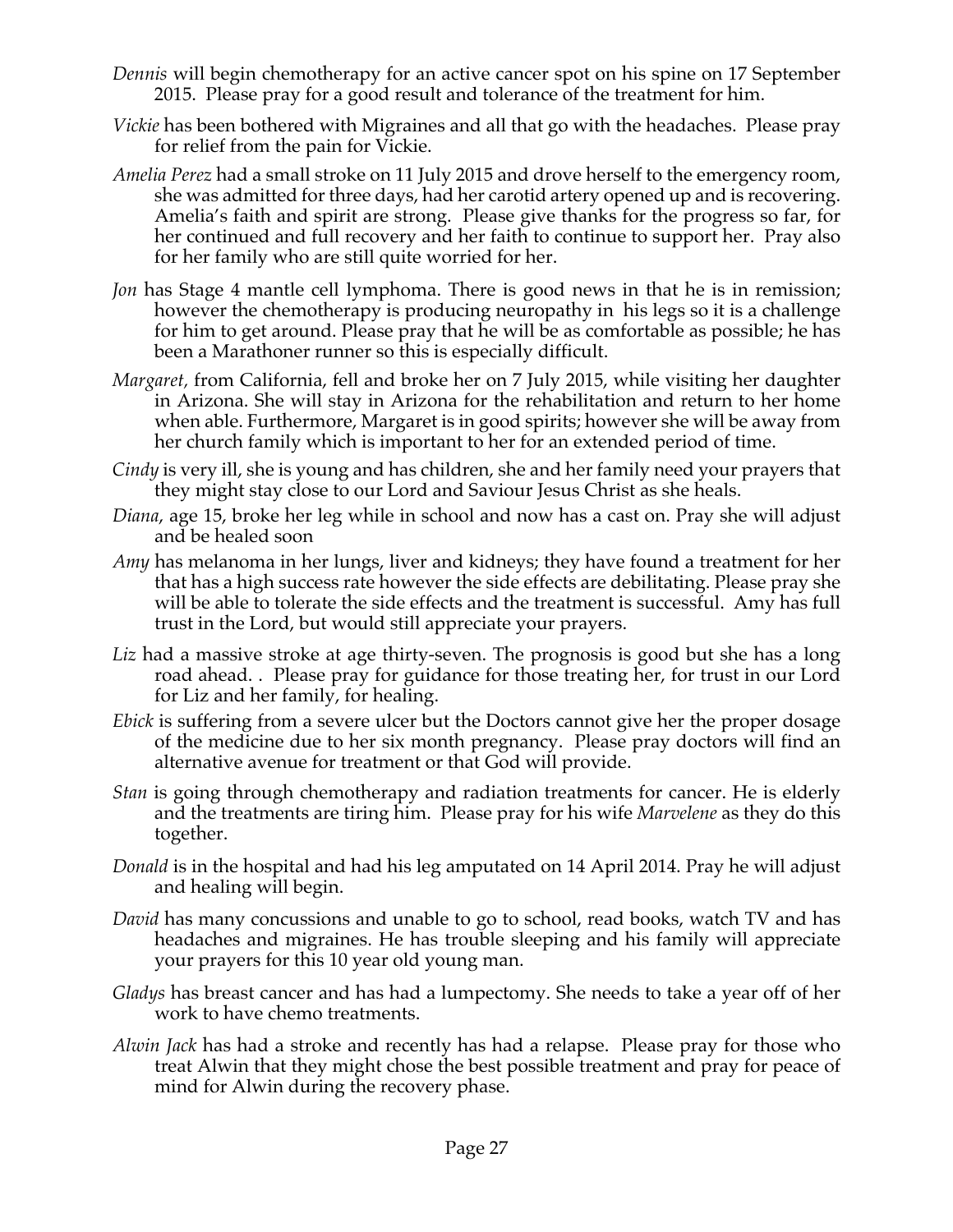*Dennis* will begin chemotherapy for an active cancer spot on his spine on 17 September 2015. Please pray for a good result and tolerance of the treatment for him.

*Vickie* has been bothered with Migraines and all that go with the headaches. Please pray for relief from the pain for Vickie.

*Amelia Perez* had a small stroke on 11 July 2015 and drove herself to the emergency room, she was admitted for three days, had her carotid artery opened up and is recovering. Amelia's faith and spirit are strong. Please give thanks for the progress so far, for her continued and full recovery and her faith to continue to support her. Pray also for her family who are still quite worried for her.

*Jon* has Stage 4 mantle cell lymphoma. There is good news in that he is in remission; however the chemotherapy is producing neuropathy in his legs so it is a challenge for him to get around. Please pray that he will be as comfortable as possible; he has been a Marathoner runner so this is especially difficult.

*Margaret,* from California, fell and broke her on 7 July 2015, while visiting her daughter in Arizona. She will stay in Arizona for the rehabilitation and return to her home when able. Furthermore, Margaret is in good spirits; however she will be away from her church family which is important to her for an extended period of time.

*Cindy* is very ill, she is young and has children, she and her family need your prayers that they might stay close to our Lord and Saviour Jesus Christ as she heals.

*Diana*, age 15, broke her leg while in school and now has a cast on. Pray she will adjust and be healed soon

*Amy* has melanoma in her lungs, liver and kidneys; they have found a treatment for her that has a high success rate however the side effects are debilitating. Please pray she will be able to tolerate the side effects and the treatment is successful. Amy has full trust in the Lord, but would still appreciate your prayers.

*Liz* had a massive stroke at age thirty-seven. The prognosis is good but she has a long road ahead. . Please pray for guidance for those treating her, for trust in our Lord for Liz and her family, for healing.

*Ebick* is suffering from a severe ulcer but the Doctors cannot give her the proper dosage of the medicine due to her six month pregnancy. Please pray doctors will find an alternative avenue for treatment or that God will provide.

*Stan* is going through chemotherapy and radiation treatments for cancer. He is elderly and the treatments are tiring him. Please pray for his wife *Marvelene* as they do this together.

*Donald* is in the hospital and had his leg amputated on 14 April 2014. Pray he will adjust and healing will begin.

*David* has many concussions and unable to go to school, read books, watch TV and has headaches and migraines. He has trouble sleeping and his family will appreciate your prayers for this 10 year old young man.

*Gladys* has breast cancer and has had a lumpectomy. She needs to take a year off of her work to have chemo treatments.

*Alwin Jack* has had a stroke and recently has had a relapse. Please pray for those who treat Alwin that they might chose the best possible treatment and pray for peace of mind for Alwin during the recovery phase.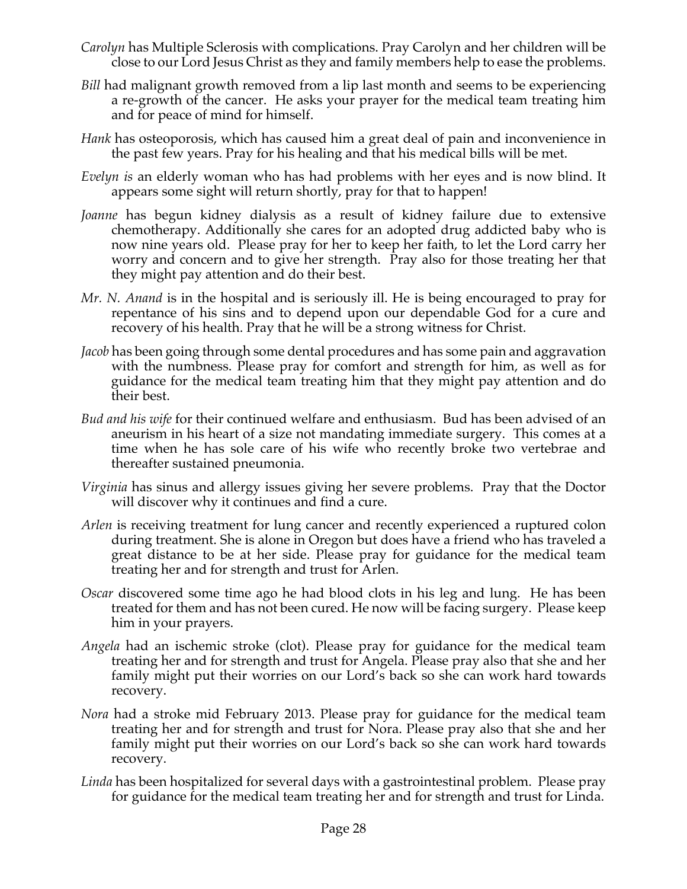*Carolyn* has Multiple Sclerosis with complications. Pray Carolyn and her children will be close to our Lord Jesus Christ as they and family members help to ease the problems.

*Bill* had malignant growth removed from a lip last month and seems to be experiencing a re-growth of the cancer. He asks your prayer for the medical team treating him and for peace of mind for himself.

*Hank* has osteoporosis, which has caused him a great deal of pain and inconvenience in the past few years. Pray for his healing and that his medical bills will be met.

*Evelyn is* an elderly woman who has had problems with her eyes and is now blind. It appears some sight will return shortly, pray for that to happen!

*Joanne* has begun kidney dialysis as a result of kidney failure due to extensive chemotherapy. Additionally she cares for an adopted drug addicted baby who is now nine years old. Please pray for her to keep her faith, to let the Lord carry her worry and concern and to give her strength. Pray also for those treating her that they might pay attention and do their best.

*Mr. N. Anand* is in the hospital and is seriously ill. He is being encouraged to pray for repentance of his sins and to depend upon our dependable God for a cure and recovery of his health. Pray that he will be a strong witness for Christ.

*Jacob* has been going through some dental procedures and has some pain and aggravation with the numbness. Please pray for comfort and strength for him, as well as for guidance for the medical team treating him that they might pay attention and do their best.

*Bud and his wife* for their continued welfare and enthusiasm. Bud has been advised of an aneurism in his heart of a size not mandating immediate surgery. This comes at a time when he has sole care of his wife who recently broke two vertebrae and thereafter sustained pneumonia.

*Virginia* has sinus and allergy issues giving her severe problems. Pray that the Doctor will discover why it continues and find a cure.

*Arlen* is receiving treatment for lung cancer and recently experienced a ruptured colon during treatment. She is alone in Oregon but does have a friend who has traveled a great distance to be at her side. Please pray for guidance for the medical team treating her and for strength and trust for Arlen.

*Oscar* discovered some time ago he had blood clots in his leg and lung. He has been treated for them and has not been cured. He now will be facing surgery. Please keep him in your prayers.

*Angela* had an ischemic stroke (clot). Please pray for guidance for the medical team treating her and for strength and trust for Angela. Please pray also that she and her family might put their worries on our Lord's back so she can work hard towards recovery.

*Nora* had a stroke mid February 2013. Please pray for guidance for the medical team treating her and for strength and trust for Nora. Please pray also that she and her family might put their worries on our Lord's back so she can work hard towards recovery.

*Linda* has been hospitalized for several days with a gastrointestinal problem. Please pray for guidance for the medical team treating her and for strength and trust for Linda.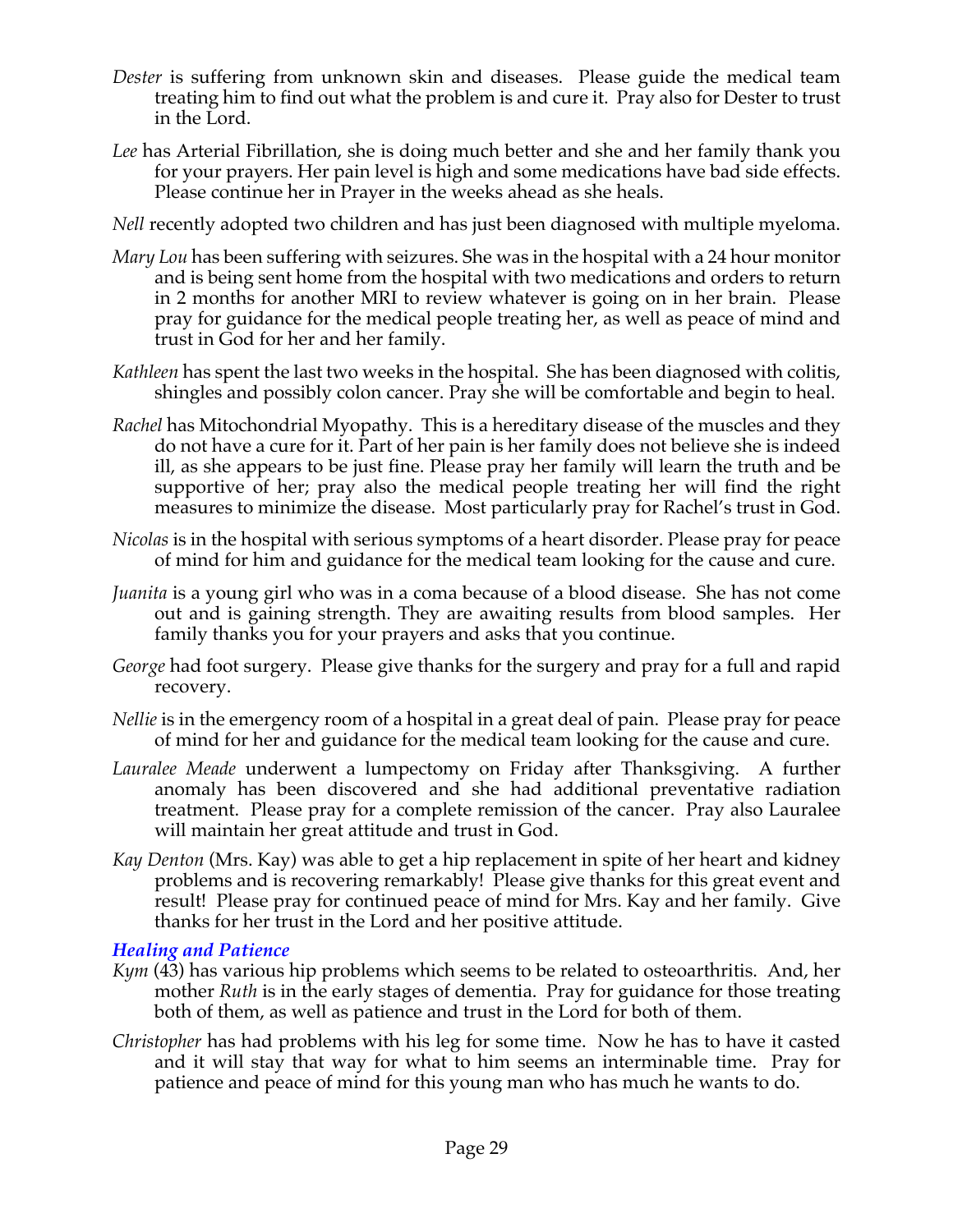*Dester* is suffering from unknown skin and diseases. Please guide the medical team treating him to find out what the problem is and cure it. Pray also for Dester to trust in the Lord.

*Lee* has Arterial Fibrillation, she is doing much better and she and her family thank you for your prayers. Her pain level is high and some medications have bad side effects. Please continue her in Prayer in the weeks ahead as she heals.

*Nell* recently adopted two children and has just been diagnosed with multiple myeloma.

*Mary Lou* has been suffering with seizures. She was in the hospital with a 24 hour monitor and is being sent home from the hospital with two medications and orders to return in 2 months for another MRI to review whatever is going on in her brain. Please pray for guidance for the medical people treating her, as well as peace of mind and trust in God for her and her family.

*Kathleen* has spent the last two weeks in the hospital. She has been diagnosed with colitis, shingles and possibly colon cancer. Pray she will be comfortable and begin to heal.

*Rachel* has Mitochondrial Myopathy. This is a hereditary disease of the muscles and they do not have a cure for it. Part of her pain is her family does not believe she is indeed ill, as she appears to be just fine. Please pray her family will learn the truth and be supportive of her; pray also the medical people treating her will find the right measures to minimize the disease. Most particularly pray for Rachel's trust in God.

*Nicolas* is in the hospital with serious symptoms of a heart disorder. Please pray for peace of mind for him and guidance for the medical team looking for the cause and cure.

*Juanita* is a young girl who was in a coma because of a blood disease. She has not come out and is gaining strength. They are awaiting results from blood samples. Her family thanks you for your prayers and asks that you continue.

*George* had foot surgery. Please give thanks for the surgery and pray for a full and rapid recovery.

*Nellie* is in the emergency room of a hospital in a great deal of pain. Please pray for peace of mind for her and guidance for the medical team looking for the cause and cure.

*Lauralee Meade* underwent a lumpectomy on Friday after Thanksgiving. A further anomaly has been discovered and she had additional preventative radiation treatment. Please pray for a complete remission of the cancer. Pray also Lauralee will maintain her great attitude and trust in God.

*Kay Denton* (Mrs. Kay) was able to get a hip replacement in spite of her heart and kidney problems and is recovering remarkably! Please give thanks for this great event and result! Please pray for continued peace of mind for Mrs. Kay and her family. Give thanks for her trust in the Lord and her positive attitude.

### *Healing and Patience*

*Kym* (43) has various hip problems which seems to be related to osteoarthritis. And, her mother *Ruth* is in the early stages of dementia. Pray for guidance for those treating both of them, as well as patience and trust in the Lord for both of them.

*Christopher* has had problems with his leg for some time. Now he has to have it casted and it will stay that way for what to him seems an interminable time. Pray for patience and peace of mind for this young man who has much he wants to do.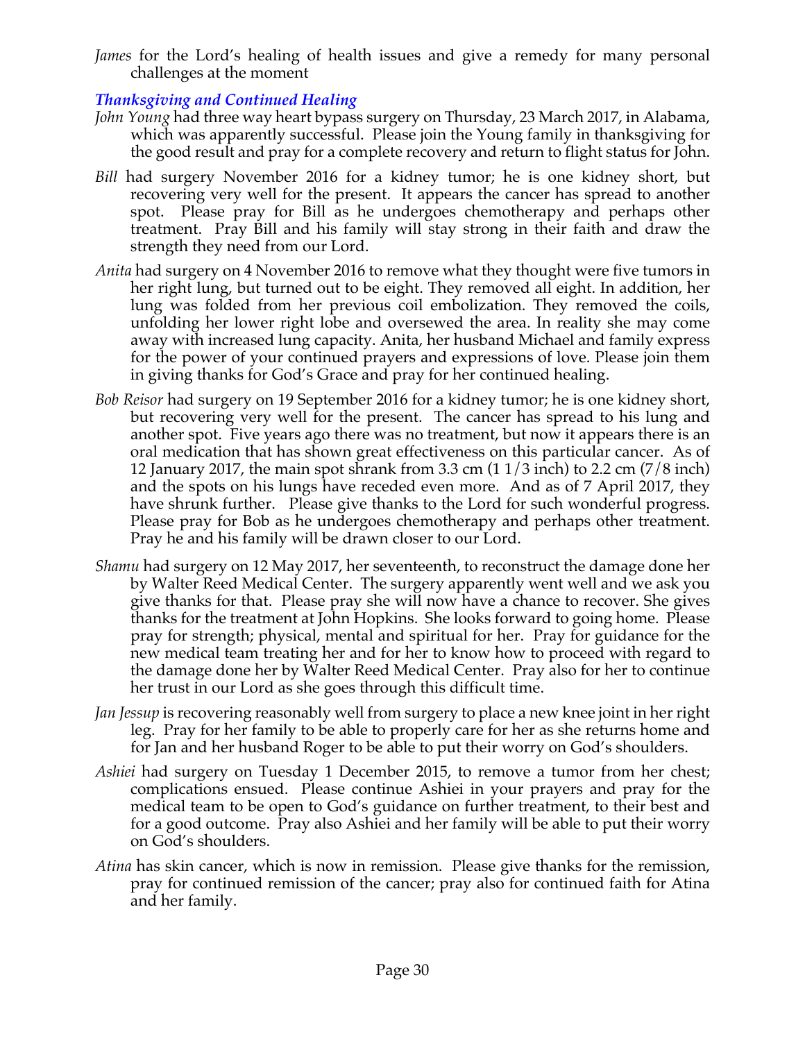*James* for the Lord's healing of health issues and give a remedy for many personal challenges at the moment

### *Thanksgiving and Continued Healing*

*John Young* had three way heart bypass surgery on Thursday, 23 March 2017, in Alabama, which was apparently successful. Please join the Young family in thanksgiving for the good result and pray for a complete recovery and return to flight status for John.

*Bill* had surgery November 2016 for a kidney tumor; he is one kidney short, but recovering very well for the present. It appears the cancer has spread to another spot. Please pray for Bill as he undergoes chemotherapy and perhaps other treatment. Pray Bill and his family will stay strong in their faith and draw the strength they need from our Lord.

*Anita* had surgery on 4 November 2016 to remove what they thought were five tumors in her right lung, but turned out to be eight. They removed all eight. In addition, her lung was folded from her previous coil embolization. They removed the coils, unfolding her lower right lobe and oversewed the area. In reality she may come away with increased lung capacity. Anita, her husband Michael and family express for the power of your continued prayers and expressions of love. Please join them in giving thanks for God's Grace and pray for her continued healing.

*Bob Reisor* had surgery on 19 September 2016 for a kidney tumor; he is one kidney short, but recovering very well for the present. The cancer has spread to his lung and another spot. Five years ago there was no treatment, but now it appears there is an oral medication that has shown great effectiveness on this particular cancer. As of 12 January 2017, the main spot shrank from 3.3 cm (1 1/3 inch) to 2.2 cm (7/8 inch) and the spots on his lungs have receded even more. And as of 7 April 2017, they have shrunk further. Please give thanks to the Lord for such wonderful progress. Please pray for Bob as he undergoes chemotherapy and perhaps other treatment. Pray he and his family will be drawn closer to our Lord.

*Shamu* had surgery on 12 May 2017, her seventeenth, to reconstruct the damage done her by Walter Reed Medical Center. The surgery apparently went well and we ask you give thanks for that. Please pray she will now have a chance to recover. She gives thanks for the treatment at John Hopkins. She looks forward to going home. Please pray for strength; physical, mental and spiritual for her. Pray for guidance for the new medical team treating her and for her to know how to proceed with regard to the damage done her by Walter Reed Medical Center. Pray also for her to continue her trust in our Lord as she goes through this difficult time.

*Jan Jessup* is recovering reasonably well from surgery to place a new knee joint in her right leg. Pray for her family to be able to properly care for her as she returns home and for Jan and her husband Roger to be able to put their worry on God's shoulders.

*Ashiei* had surgery on Tuesday 1 December 2015, to remove a tumor from her chest; complications ensued. Please continue Ashiei in your prayers and pray for the medical team to be open to God's guidance on further treatment, to their best and for a good outcome. Pray also Ashiei and her family will be able to put their worry on God's shoulders.

*Atina* has skin cancer, which is now in remission. Please give thanks for the remission, pray for continued remission of the cancer; pray also for continued faith for Atina and her family.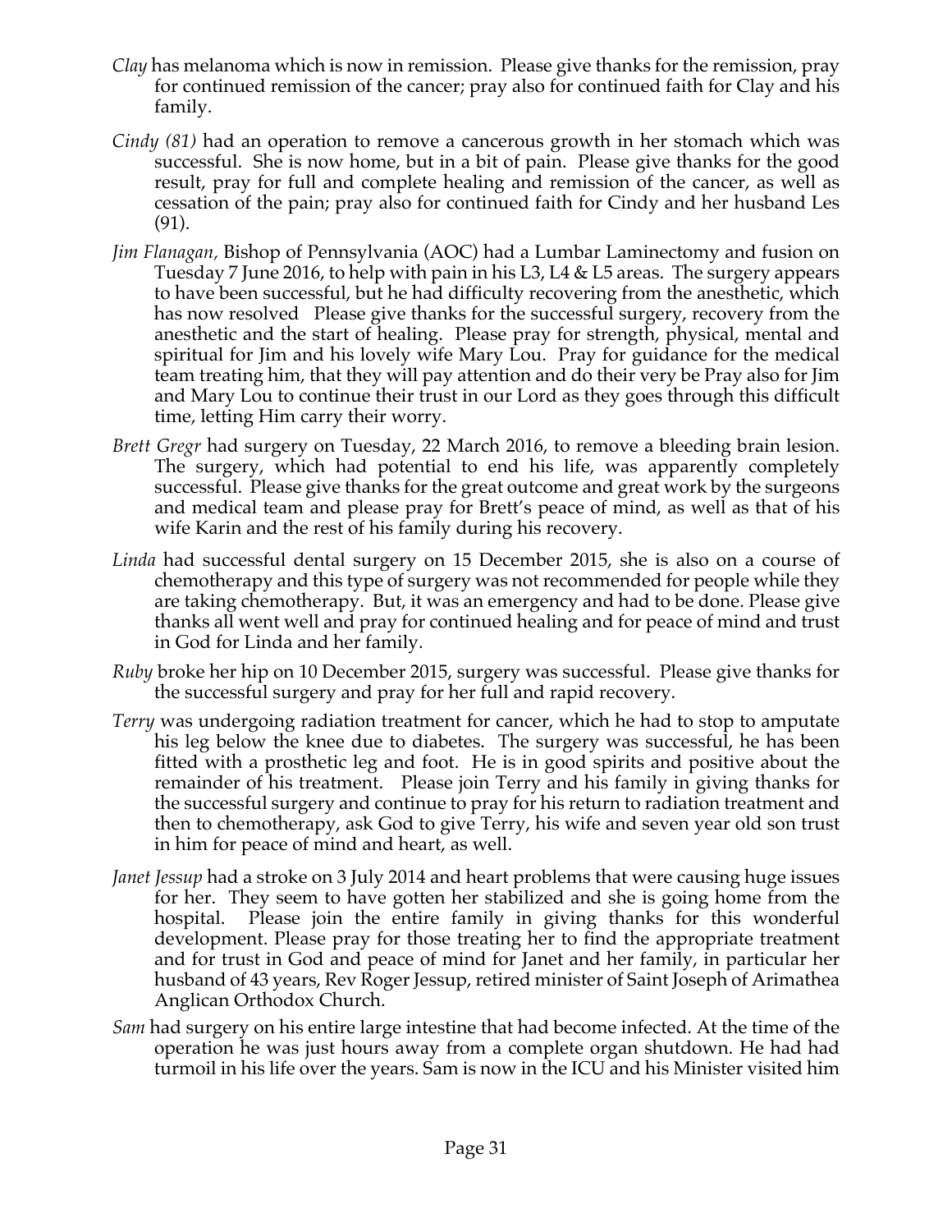*Clay* has melanoma which is now in remission. Please give thanks for the remission, pray for continued remission of the cancer; pray also for continued faith for Clay and his family.

*Cindy (81)* had an operation to remove a cancerous growth in her stomach which was successful. She is now home, but in a bit of pain. Please give thanks for the good result, pray for full and complete healing and remission of the cancer, as well as cessation of the pain; pray also for continued faith for Cindy and her husband Les (91).

*Jim Flanagan,* Bishop of Pennsylvania (AOC) had a Lumbar Laminectomy and fusion on Tuesday 7 June 2016, to help with pain in his L3, L4 & L5 areas. The surgery appears to have been successful, but he had difficulty recovering from the anesthetic, which has now resolved Please give thanks for the successful surgery, recovery from the anesthetic and the start of healing. Please pray for strength, physical, mental and spiritual for Jim and his lovely wife Mary Lou. Pray for guidance for the medical team treating him, that they will pay attention and do their very be Pray also for Jim and Mary Lou to continue their trust in our Lord as they goes through this difficult time, letting Him carry their worry.

*Brett Gregr* had surgery on Tuesday, 22 March 2016, to remove a bleeding brain lesion. The surgery, which had potential to end his life, was apparently completely successful. Please give thanks for the great outcome and great work by the surgeons and medical team and please pray for Brett's peace of mind, as well as that of his wife Karin and the rest of his family during his recovery.

*Linda* had successful dental surgery on 15 December 2015, she is also on a course of chemotherapy and this type of surgery was not recommended for people while they are taking chemotherapy. But, it was an emergency and had to be done. Please give thanks all went well and pray for continued healing and for peace of mind and trust in God for Linda and her family.

*Ruby* broke her hip on 10 December 2015, surgery was successful. Please give thanks for the successful surgery and pray for her full and rapid recovery.

*Terry* was undergoing radiation treatment for cancer, which he had to stop to amputate his leg below the knee due to diabetes. The surgery was successful, he has been fitted with a prosthetic leg and foot. He is in good spirits and positive about the remainder of his treatment. Please join Terry and his family in giving thanks for the successful surgery and continue to pray for his return to radiation treatment and then to chemotherapy, ask God to give Terry, his wife and seven year old son trust in him for peace of mind and heart, as well.

*Janet Jessup* had a stroke on 3 July 2014 and heart problems that were causing huge issues for her. They seem to have gotten her stabilized and she is going home from the hospital. Please join the entire family in giving thanks for this wonderful development. Please pray for those treating her to find the appropriate treatment and for trust in God and peace of mind for Janet and her family, in particular her husband of 43 years, Rev Roger Jessup, retired minister of Saint Joseph of Arimathea Anglican Orthodox Church.

*Sam* had surgery on his entire large intestine that had become infected. At the time of the operation he was just hours away from a complete organ shutdown. He had had turmoil in his life over the years. Sam is now in the ICU and his Minister visited him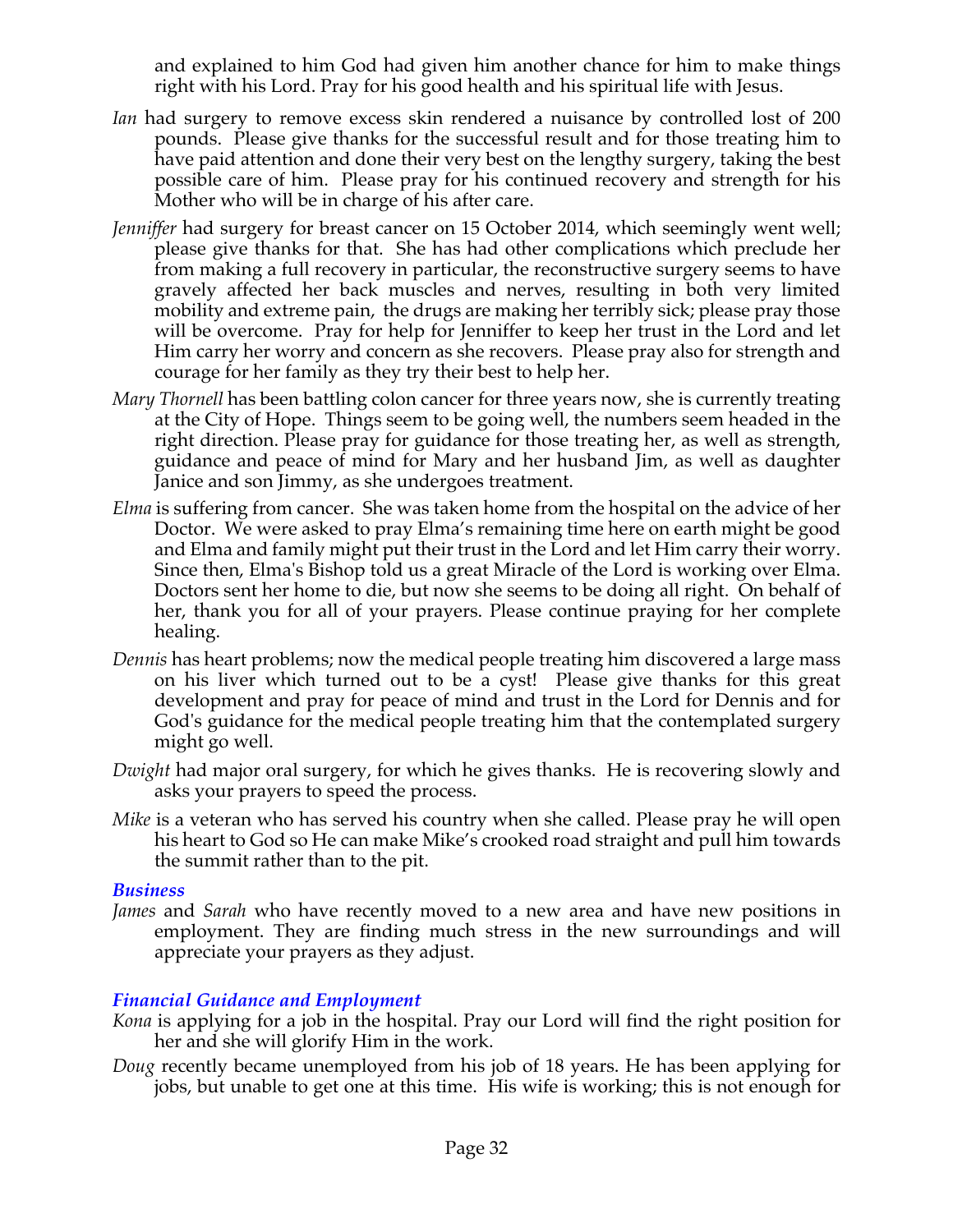and explained to him God had given him another chance for him to make things right with his Lord. Pray for his good health and his spiritual life with Jesus.

*Ian* had surgery to remove excess skin rendered a nuisance by controlled lost of 200 pounds. Please give thanks for the successful result and for those treating him to have paid attention and done their very best on the lengthy surgery, taking the best possible care of him. Please pray for his continued recovery and strength for his Mother who will be in charge of his after care.

*Jenniffer* had surgery for breast cancer on 15 October 2014, which seemingly went well; please give thanks for that. She has had other complications which preclude her from making a full recovery in particular, the reconstructive surgery seems to have gravely affected her back muscles and nerves, resulting in both very limited mobility and extreme pain, the drugs are making her terribly sick; please pray those will be overcome. Pray for help for Jenniffer to keep her trust in the Lord and let Him carry her worry and concern as she recovers. Please pray also for strength and courage for her family as they try their best to help her.

*Mary Thornell* has been battling colon cancer for three years now, she is currently treating at the City of Hope. Things seem to be going well, the numbers seem headed in the right direction. Please pray for guidance for those treating her, as well as strength, guidance and peace of mind for Mary and her husband Jim, as well as daughter Janice and son Jimmy, as she undergoes treatment.

*Elma* is suffering from cancer. She was taken home from the hospital on the advice of her Doctor. We were asked to pray Elma's remaining time here on earth might be good and Elma and family might put their trust in the Lord and let Him carry their worry. Since then, Elma's Bishop told us a great Miracle of the Lord is working over Elma. Doctors sent her home to die, but now she seems to be doing all right. On behalf of her, thank you for all of your prayers. Please continue praying for her complete healing.

*Dennis* has heart problems; now the medical people treating him discovered a large mass on his liver which turned out to be a cyst! Please give thanks for this great development and pray for peace of mind and trust in the Lord for Dennis and for God's guidance for the medical people treating him that the contemplated surgery might go well.

*Dwight* had major oral surgery, for which he gives thanks. He is recovering slowly and asks your prayers to speed the process.

*Mike* is a veteran who has served his country when she called. Please pray he will open his heart to God so He can make Mike's crooked road straight and pull him towards the summit rather than to the pit.

### *Business*

*James* and *Sarah* who have recently moved to a new area and have new positions in employment. They are finding much stress in the new surroundings and will appreciate your prayers as they adjust.

### *Financial Guidance and Employment*

*Kona* is applying for a job in the hospital. Pray our Lord will find the right position for her and she will glorify Him in the work.

*Doug* recently became unemployed from his job of 18 years. He has been applying for jobs, but unable to get one at this time. His wife is working; this is not enough for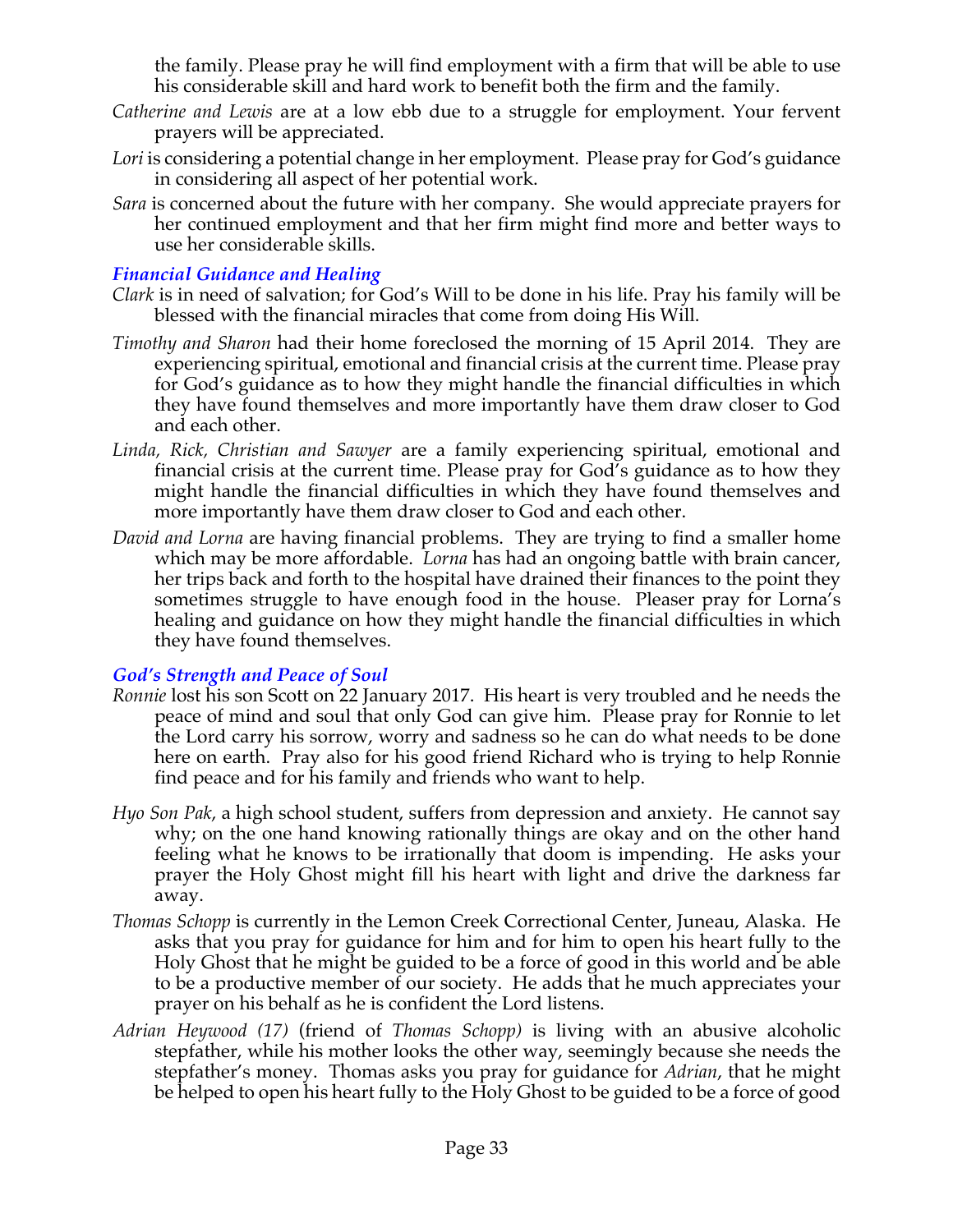the family. Please pray he will find employment with a firm that will be able to use his considerable skill and hard work to benefit both the firm and the family.

*Catherine and Lewis* are at a low ebb due to a struggle for employment. Your fervent prayers will be appreciated.

*Lori* is considering a potential change in her employment. Please pray for God's guidance in considering all aspect of her potential work.

*Sara* is concerned about the future with her company. She would appreciate prayers for her continued employment and that her firm might find more and better ways to use her considerable skills.

### *Financial Guidance and Healing*

*Clark* is in need of salvation; for God's Will to be done in his life. Pray his family will be blessed with the financial miracles that come from doing His Will.

*Timothy and Sharon* had their home foreclosed the morning of 15 April 2014. They are experiencing spiritual, emotional and financial crisis at the current time. Please pray for God's guidance as to how they might handle the financial difficulties in which they have found themselves and more importantly have them draw closer to God and each other.

*Linda, Rick, Christian and Sawyer* are a family experiencing spiritual, emotional and financial crisis at the current time. Please pray for God's guidance as to how they might handle the financial difficulties in which they have found themselves and more importantly have them draw closer to God and each other.

*David and Lorna* are having financial problems. They are trying to find a smaller home which may be more affordable. *Lorna* has had an ongoing battle with brain cancer, her trips back and forth to the hospital have drained their finances to the point they sometimes struggle to have enough food in the house. Pleaser pray for Lorna's healing and guidance on how they might handle the financial difficulties in which they have found themselves.

### *God's Strength and Peace of Soul*

*Ronnie* lost his son Scott on 22 January 2017. His heart is very troubled and he needs the peace of mind and soul that only God can give him. Please pray for Ronnie to let the Lord carry his sorrow, worry and sadness so he can do what needs to be done here on earth. Pray also for his good friend Richard who is trying to help Ronnie find peace and for his family and friends who want to help.

*Hyo Son Pak*, a high school student, suffers from depression and anxiety. He cannot say why; on the one hand knowing rationally things are okay and on the other hand feeling what he knows to be irrationally that doom is impending. He asks your prayer the Holy Ghost might fill his heart with light and drive the darkness far away.

*Thomas Schopp* is currently in the Lemon Creek Correctional Center, Juneau, Alaska. He asks that you pray for guidance for him and for him to open his heart fully to the Holy Ghost that he might be guided to be a force of good in this world and be able to be a productive member of our society. He adds that he much appreciates your prayer on his behalf as he is confident the Lord listens.

*Adrian Heywood (17)* (friend of *Thomas Schopp)* is living with an abusive alcoholic stepfather, while his mother looks the other way, seemingly because she needs the stepfather's money. Thomas asks you pray for guidance for *Adrian*, that he might be helped to open his heart fully to the Holy Ghost to be guided to be a force of good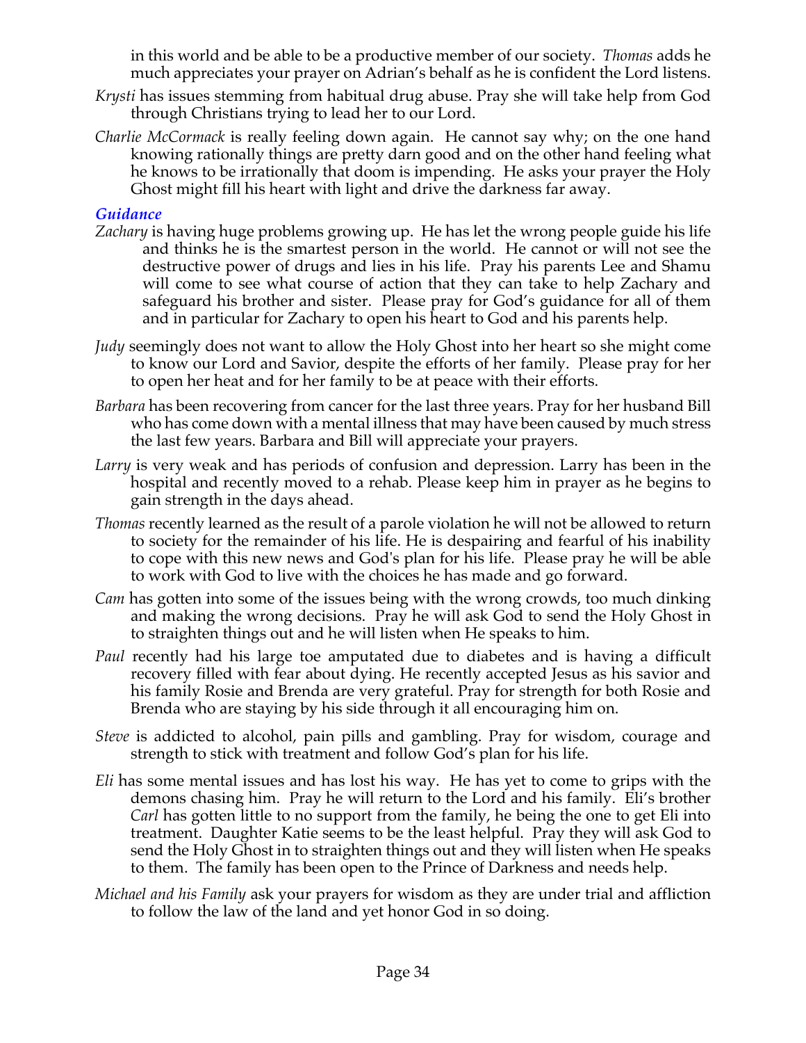in this world and be able to be a productive member of our society. *Thomas* adds he much appreciates your prayer on Adrian's behalf as he is confident the Lord listens.

*Krysti* has issues stemming from habitual drug abuse. Pray she will take help from God through Christians trying to lead her to our Lord.

*Charlie McCormack* is really feeling down again. He cannot say why; on the one hand knowing rationally things are pretty darn good and on the other hand feeling what he knows to be irrationally that doom is impending. He asks your prayer the Holy Ghost might fill his heart with light and drive the darkness far away.

### *Guidance*

*Zachary* is having huge problems growing up. He has let the wrong people guide his life and thinks he is the smartest person in the world. He cannot or will not see the destructive power of drugs and lies in his life. Pray his parents Lee and Shamu will come to see what course of action that they can take to help Zachary and safeguard his brother and sister. Please pray for God's guidance for all of them and in particular for Zachary to open his heart to God and his parents help.

*Judy* seemingly does not want to allow the Holy Ghost into her heart so she might come to know our Lord and Savior, despite the efforts of her family. Please pray for her to open her heat and for her family to be at peace with their efforts.

*Barbara* has been recovering from cancer for the last three years. Pray for her husband Bill who has come down with a mental illness that may have been caused by much stress the last few years. Barbara and Bill will appreciate your prayers.

*Larry* is very weak and has periods of confusion and depression. Larry has been in the hospital and recently moved to a rehab. Please keep him in prayer as he begins to gain strength in the days ahead.

*Thomas* recently learned as the result of a parole violation he will not be allowed to return to society for the remainder of his life. He is despairing and fearful of his inability to cope with this new news and God's plan for his life. Please pray he will be able to work with God to live with the choices he has made and go forward.

*Cam* has gotten into some of the issues being with the wrong crowds, too much dinking and making the wrong decisions. Pray he will ask God to send the Holy Ghost in to straighten things out and he will listen when He speaks to him.

*Paul* recently had his large toe amputated due to diabetes and is having a difficult recovery filled with fear about dying. He recently accepted Jesus as his savior and his family Rosie and Brenda are very grateful. Pray for strength for both Rosie and Brenda who are staying by his side through it all encouraging him on.

*Steve* is addicted to alcohol, pain pills and gambling. Pray for wisdom, courage and strength to stick with treatment and follow God's plan for his life.

*Eli* has some mental issues and has lost his way. He has yet to come to grips with the demons chasing him. Pray he will return to the Lord and his family. Eli's brother *Carl* has gotten little to no support from the family, he being the one to get Eli into treatment. Daughter Katie seems to be the least helpful. Pray they will ask God to send the Holy Ghost in to straighten things out and they will listen when He speaks to them. The family has been open to the Prince of Darkness and needs help.

*Michael and his Family* ask your prayers for wisdom as they are under trial and affliction to follow the law of the land and yet honor God in so doing.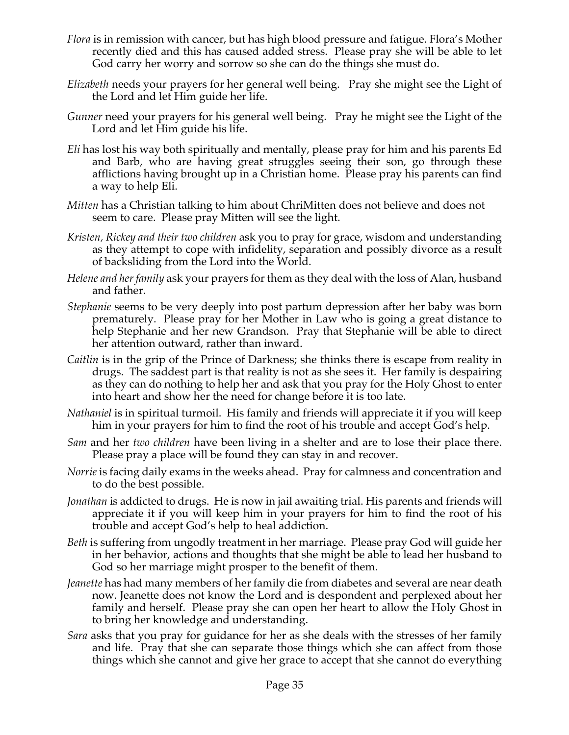*Flora* is in remission with cancer, but has high blood pressure and fatigue. Flora's Mother recently died and this has caused added stress. Please pray she will be able to let God carry her worry and sorrow so she can do the things she must do.

*Elizabeth* needs your prayers for her general well being. Pray she might see the Light of the Lord and let Him guide her life.

*Gunner* need your prayers for his general well being. Pray he might see the Light of the Lord and let Him guide his life.

*Eli* has lost his way both spiritually and mentally, please pray for him and his parents Ed and Barb, who are having great struggles seeing their son, go through these afflictions having brought up in a Christian home. Please pray his parents can find a way to help Eli.

*Mitten* has a Christian talking to him about ChriMitten does not believe and does not seem to care. Please pray Mitten will see the light.

*Kristen, Rickey and their two children* ask you to pray for grace, wisdom and understanding as they attempt to cope with infidelity, separation and possibly divorce as a result of backsliding from the Lord into the World.

*Helene and her family* ask your prayers for them as they deal with the loss of Alan, husband and father.

*Stephanie* seems to be very deeply into post partum depression after her baby was born prematurely. Please pray for her Mother in Law who is going a great distance to help Stephanie and her new Grandson. Pray that Stephanie will be able to direct her attention outward, rather than inward.

*Caitlin* is in the grip of the Prince of Darkness; she thinks there is escape from reality in drugs. The saddest part is that reality is not as she sees it. Her family is despairing as they can do nothing to help her and ask that you pray for the Holy Ghost to enter into heart and show her the need for change before it is too late.

*Nathaniel* is in spiritual turmoil. His family and friends will appreciate it if you will keep him in your prayers for him to find the root of his trouble and accept God's help.

*Sam* and her *two children* have been living in a shelter and are to lose their place there. Please pray a place will be found they can stay in and recover.

*Norrie* is facing daily exams in the weeks ahead. Pray for calmness and concentration and to do the best possible.

*Jonathan* is addicted to drugs. He is now in jail awaiting trial. His parents and friends will appreciate it if you will keep him in your prayers for him to find the root of his trouble and accept God's help to heal addiction.

*Beth* is suffering from ungodly treatment in her marriage. Please pray God will guide her in her behavior, actions and thoughts that she might be able to lead her husband to God so her marriage might prosper to the benefit of them.

*Jeanette* has had many members of her family die from diabetes and several are near death now. Jeanette does not know the Lord and is despondent and perplexed about her family and herself. Please pray she can open her heart to allow the Holy Ghost in to bring her knowledge and understanding.

*Sara* asks that you pray for guidance for her as she deals with the stresses of her family and life. Pray that she can separate those things which she can affect from those things which she cannot and give her grace to accept that she cannot do everything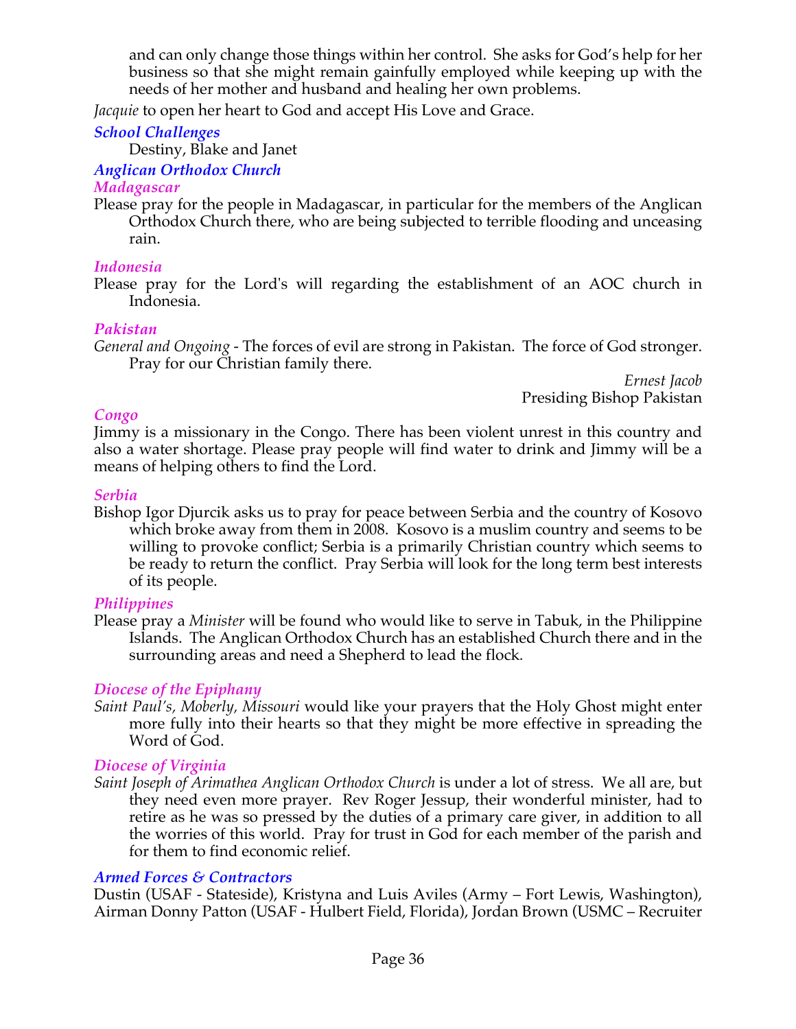and can only change those things within her control. She asks for God's help for her business so that she might remain gainfully employed while keeping up with the needs of her mother and husband and healing her own problems.

*Jacquie* to open her heart to God and accept His Love and Grace.

### *School Challenges*

Destiny, Blake and Janet

### *Anglican Orthodox Church*

#### *Madagascar*

Please pray for the people in Madagascar, in particular for the members of the Anglican Orthodox Church there, who are being subjected to terrible flooding and unceasing rain.

#### *Indonesia*

Please pray for the Lord's will regarding the establishment of an AOC church in Indonesia.

#### *Pakistan*

*General and Ongoing* - The forces of evil are strong in Pakistan. The force of God stronger. Pray for our Christian family there.

*Ernest Jacob*
Presiding Bishop Pakistan

#### *Congo*

Jimmy is a missionary in the Congo. There has been violent unrest in this country and also a water shortage. Please pray people will find water to drink and Jimmy will be a means of helping others to find the Lord.

#### *Serbia*

Bishop Igor Djurcik asks us to pray for peace between Serbia and the country of Kosovo which broke away from them in 2008. Kosovo is a muslim country and seems to be willing to provoke conflict; Serbia is a primarily Christian country which seems to be ready to return the conflict. Pray Serbia will look for the long term best interests of its people.

#### *Philippines*

Please pray a *Minister* will be found who would like to serve in Tabuk, in the Philippine Islands. The Anglican Orthodox Church has an established Church there and in the surrounding areas and need a Shepherd to lead the flock.

#### *Diocese of the Epiphany*

*Saint Paul's, Moberly, Missouri* would like your prayers that the Holy Ghost might enter more fully into their hearts so that they might be more effective in spreading the Word of God.

#### *Diocese of Virginia*

*Saint Joseph of Arimathea Anglican Orthodox Church* is under a lot of stress. We all are, but they need even more prayer. Rev Roger Jessup, their wonderful minister, had to retire as he was so pressed by the duties of a primary care giver, in addition to all the worries of this world. Pray for trust in God for each member of the parish and for them to find economic relief.

### *Armed Forces & Contractors*

Dustin (USAF - Stateside), Kristyna and Luis Aviles (Army – Fort Lewis, Washington), Airman Donny Patton (USAF - Hulbert Field, Florida), Jordan Brown (USMC – Recruiter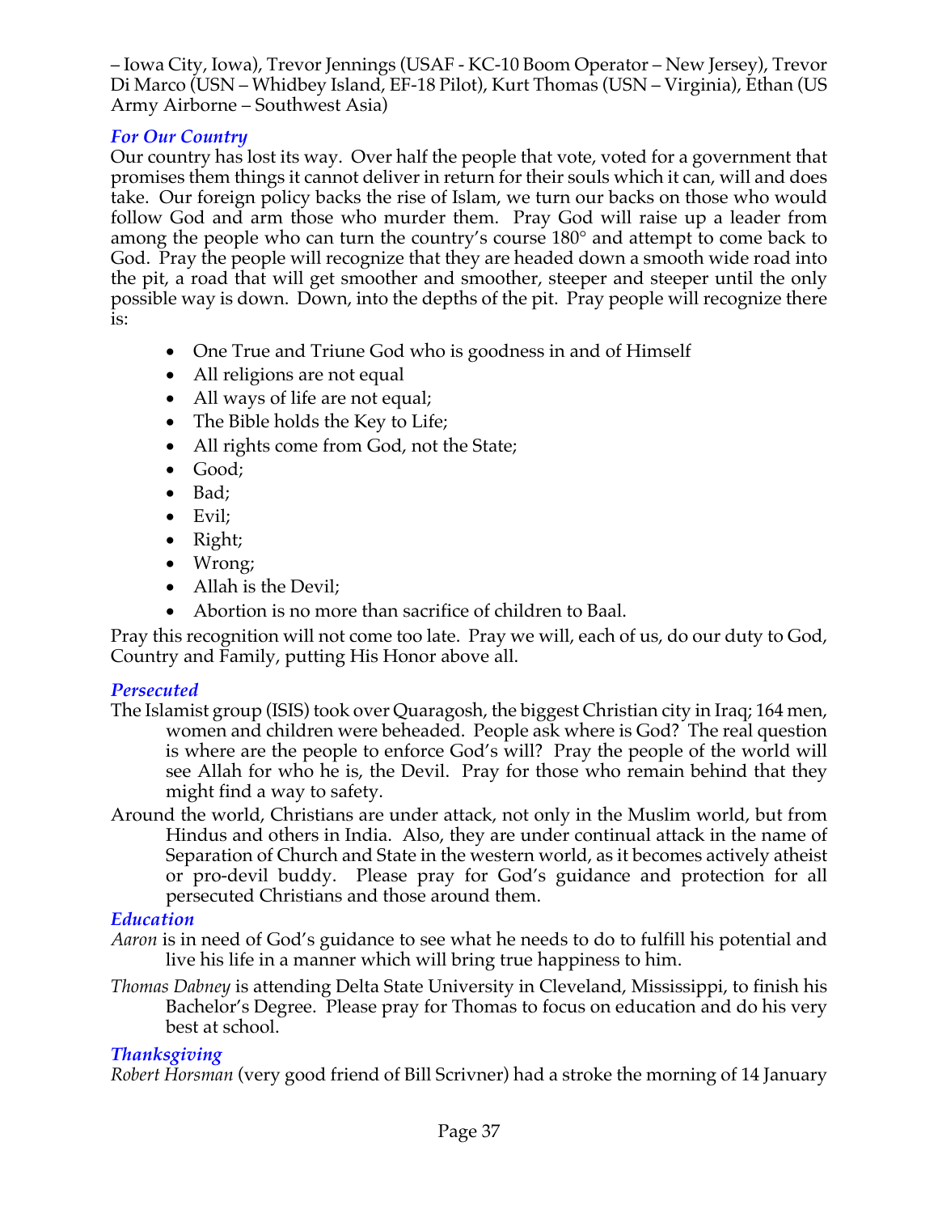– Iowa City, Iowa), Trevor Jennings (USAF - KC-10 Boom Operator – New Jersey), Trevor Di Marco (USN – Whidbey Island, EF-18 Pilot), Kurt Thomas (USN – Virginia), Ethan (US Army Airborne – Southwest Asia)

### *For Our Country*

Our country has lost its way. Over half the people that vote, voted for a government that promises them things it cannot deliver in return for their souls which it can, will and does take. Our foreign policy backs the rise of Islam, we turn our backs on those who would follow God and arm those who murder them. Pray God will raise up a leader from among the people who can turn the country's course 180° and attempt to come back to God. Pray the people will recognize that they are headed down a smooth wide road into the pit, a road that will get smoother and smoother, steeper and steeper until the only possible way is down. Down, into the depths of the pit. Pray people will recognize there is:

- One True and Triune God who is goodness in and of Himself
- All religions are not equal
- All ways of life are not equal;
- The Bible holds the Key to Life;
- All rights come from God, not the State;
- Good;
- Bad;
- Evil;
- Right;
- Wrong;
- Allah is the Devil;
- Abortion is no more than sacrifice of children to Baal.

Pray this recognition will not come too late. Pray we will, each of us, do our duty to God, Country and Family, putting His Honor above all.

### *Persecuted*

The Islamist group (ISIS) took over Quaragosh, the biggest Christian city in Iraq; 164 men, women and children were beheaded. People ask where is God? The real question is where are the people to enforce God's will? Pray the people of the world will see Allah for who he is, the Devil. Pray for those who remain behind that they might find a way to safety.

Around the world, Christians are under attack, not only in the Muslim world, but from Hindus and others in India. Also, they are under continual attack in the name of Separation of Church and State in the western world, as it becomes actively atheist or pro-devil buddy. Please pray for God's guidance and protection for all persecuted Christians and those around them.

### *Education*

*Aaron* is in need of God's guidance to see what he needs to do to fulfill his potential and live his life in a manner which will bring true happiness to him.

*Thomas Dabney* is attending Delta State University in Cleveland, Mississippi, to finish his Bachelor's Degree. Please pray for Thomas to focus on education and do his very best at school.

### *Thanksgiving*

*Robert Horsman* (very good friend of Bill Scrivner) had a stroke the morning of 14 January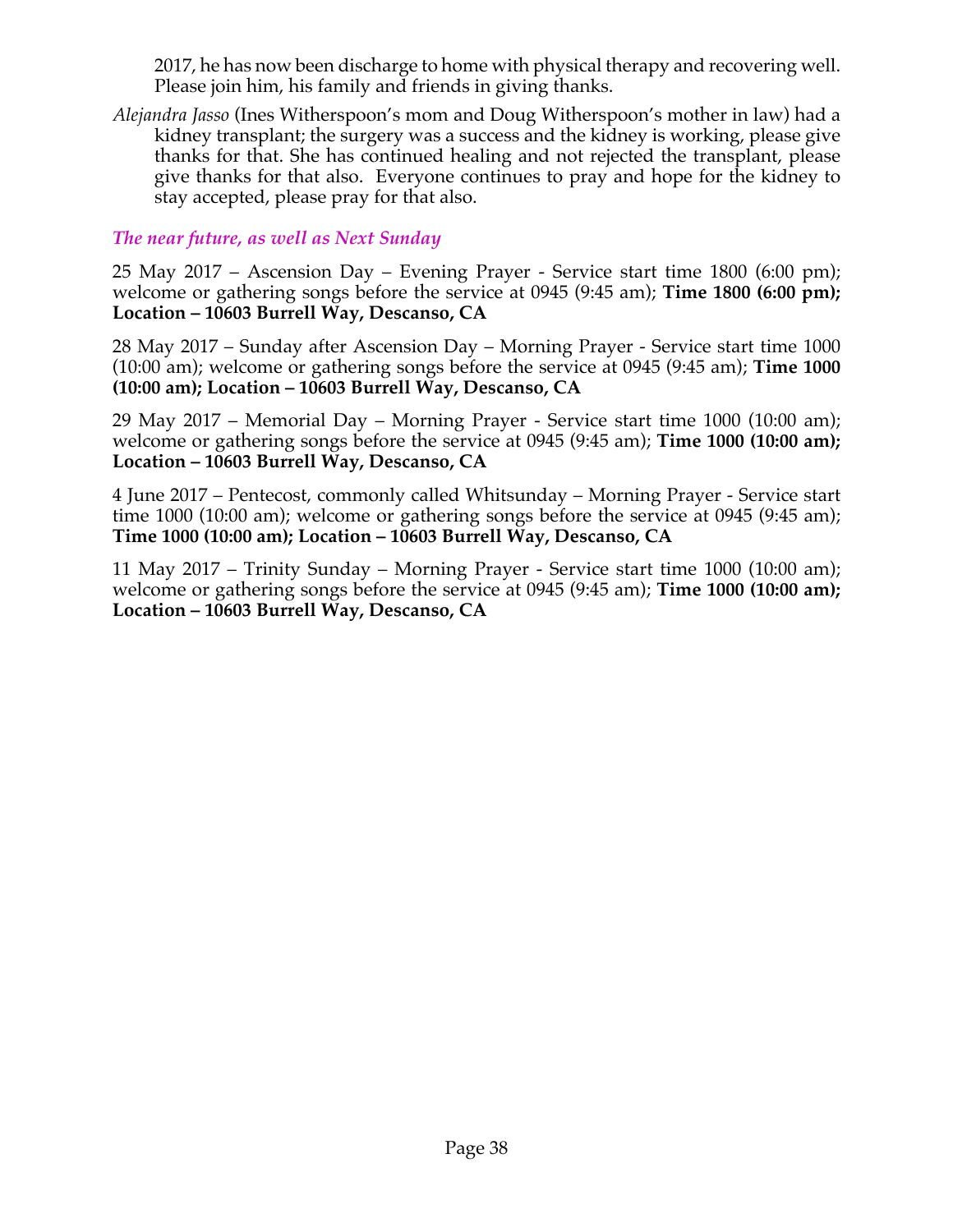2017, he has now been discharge to home with physical therapy and recovering well. Please join him, his family and friends in giving thanks.

*Alejandra Jasso* (Ines Witherspoon's mom and Doug Witherspoon's mother in law) had a kidney transplant; the surgery was a success and the kidney is working, please give thanks for that. She has continued healing and not rejected the transplant, please give thanks for that also. Everyone continues to pray and hope for the kidney to stay accepted, please pray for that also.

### *The near future, as well as Next Sunday*

25 May 2017 – Ascension Day – Evening Prayer - Service start time 1800 (6:00 pm); welcome or gathering songs before the service at 0945 (9:45 am); **Time 1800 (6:00 pm); Location – 10603 Burrell Way, Descanso, CA**

28 May 2017 – Sunday after Ascension Day – Morning Prayer - Service start time 1000 (10:00 am); welcome or gathering songs before the service at 0945 (9:45 am); **Time 1000 (10:00 am); Location – 10603 Burrell Way, Descanso, CA**

29 May 2017 – Memorial Day – Morning Prayer - Service start time 1000 (10:00 am); welcome or gathering songs before the service at 0945 (9:45 am); **Time 1000 (10:00 am); Location – 10603 Burrell Way, Descanso, CA**

4 June 2017 – Pentecost, commonly called Whitsunday – Morning Prayer - Service start time 1000 (10:00 am); welcome or gathering songs before the service at 0945 (9:45 am); **Time 1000 (10:00 am); Location – 10603 Burrell Way, Descanso, CA**

11 May 2017 – Trinity Sunday – Morning Prayer - Service start time 1000 (10:00 am); welcome or gathering songs before the service at 0945 (9:45 am); **Time 1000 (10:00 am); Location – 10603 Burrell Way, Descanso, CA**